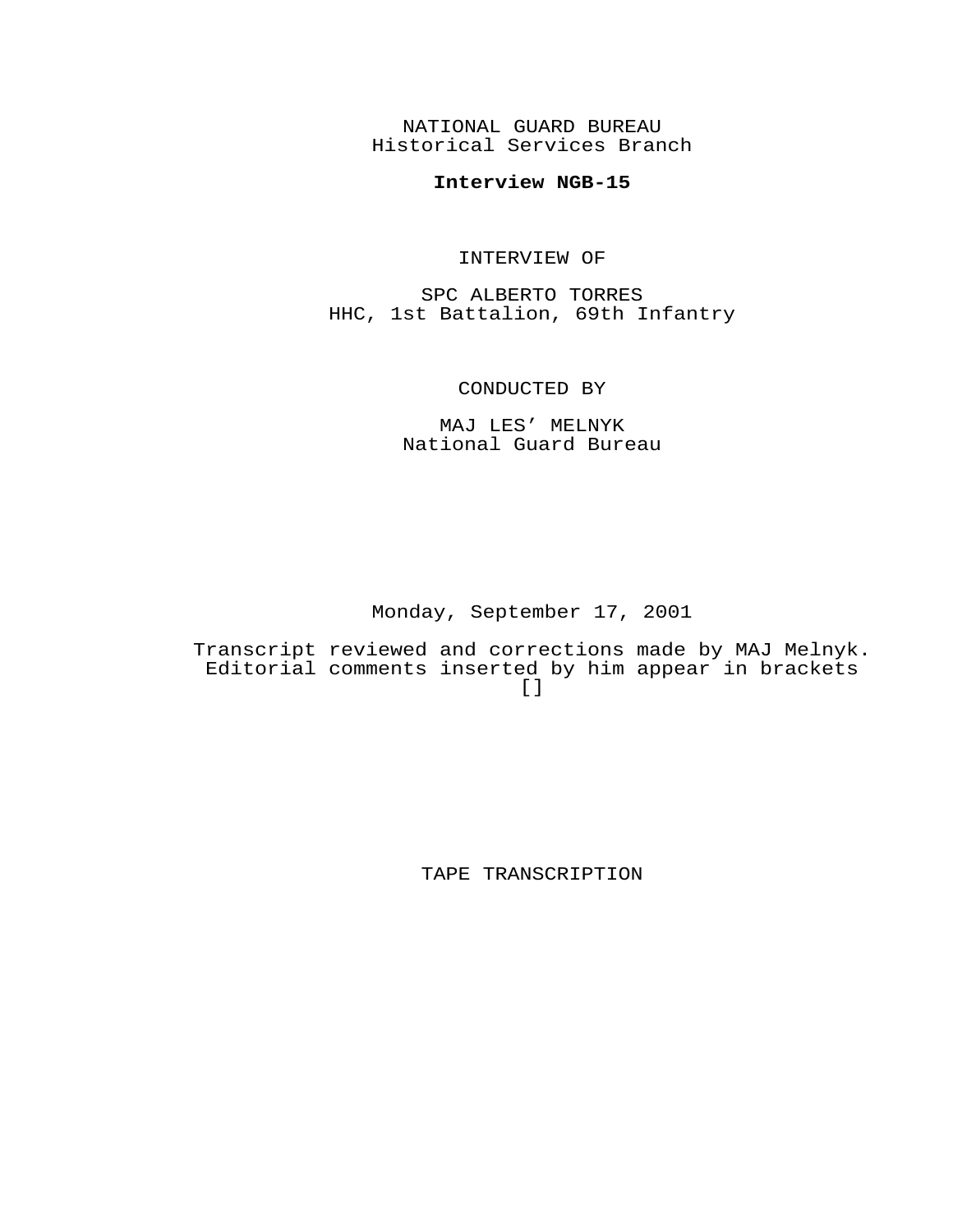NATIONAL GUARD BUREAU
Historical Services Branch

**Interview NGB-15**

INTERVIEW OF

SPC ALBERTO TORRES
HHC, 1st Battalion, 69th Infantry

CONDUCTED BY

MAJ LES' MELNYK
National Guard Bureau

Monday, September 17, 2001

Transcript reviewed and corrections made by MAJ Melnyk. Editorial comments inserted by him appear in brackets []

TAPE TRANSCRIPTION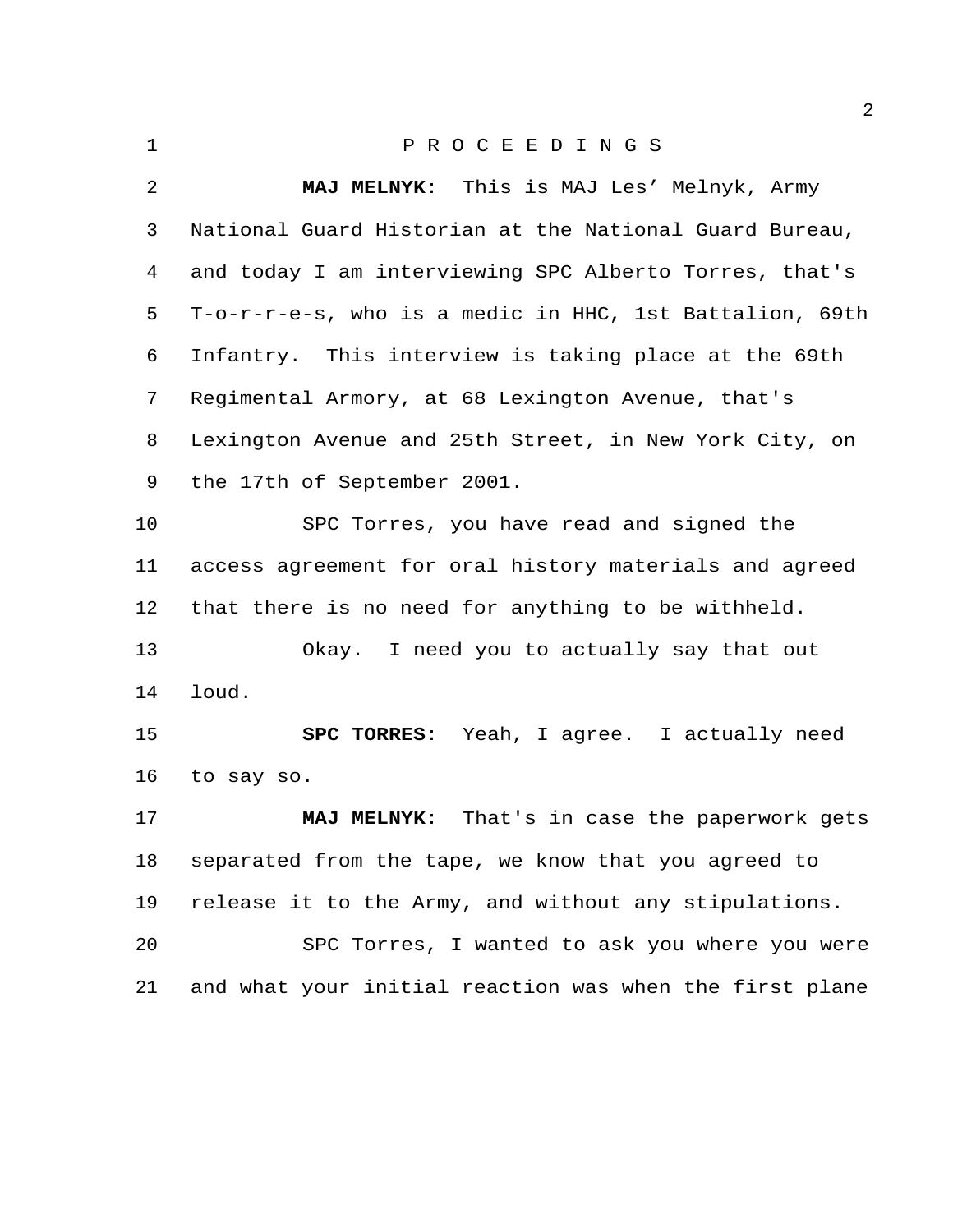P R O C E E D I N G S

**MAJ MELNYK**: This is MAJ Les' Melnyk, Army National Guard Historian at the National Guard Bureau, and today I am interviewing SPC Alberto Torres, that's T-o-r-r-e-s, who is a medic in HHC, 1st Battalion, 69th Infantry. This interview is taking place at the 69th Regimental Armory, at 68 Lexington Avenue, that's Lexington Avenue and 25th Street, in New York City, on the 17th of September 2001.

SPC Torres, you have read and signed the access agreement for oral history materials and agreed that there is no need for anything to be withheld.

Okay. I need you to actually say that out loud.

**SPC TORRES**: Yeah, I agree. I actually need to say so.

**MAJ MELNYK**: That's in case the paperwork gets separated from the tape, we know that you agreed to release it to the Army, and without any stipulations.

SPC Torres, I wanted to ask you where you were and what your initial reaction was when the first plane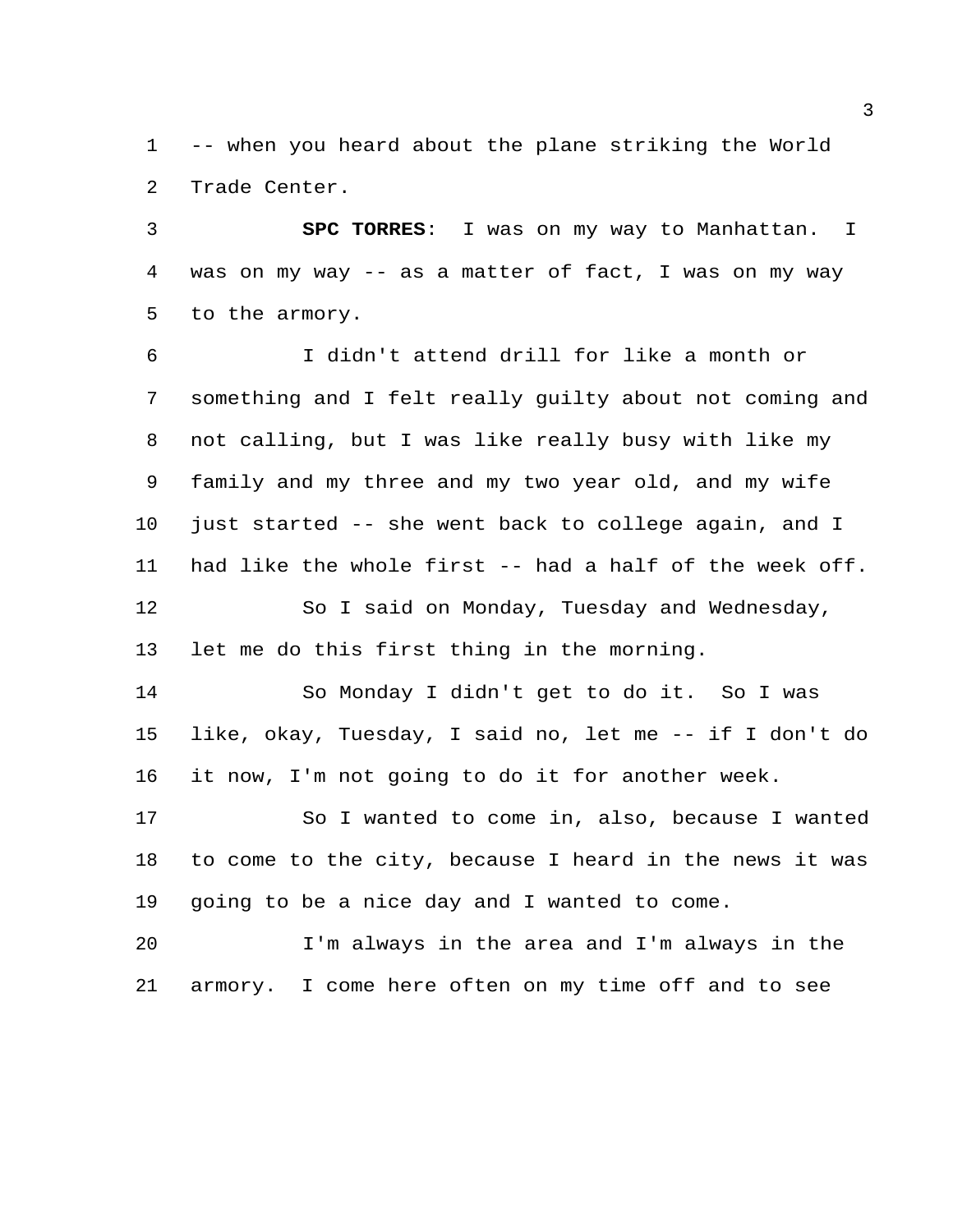-- when you heard about the plane striking the World Trade Center.

**SPC TORRES**: I was on my way to Manhattan. I was on my way -- as a matter of fact, I was on my way to the armory.

I didn't attend drill for like a month or something and I felt really guilty about not coming and not calling, but I was like really busy with like my family and my three and my two year old, and my wife just started -- she went back to college again, and I had like the whole first -- had a half of the week off.

So I said on Monday, Tuesday and Wednesday, let me do this first thing in the morning.

So Monday I didn't get to do it. So I was like, okay, Tuesday, I said no, let me -- if I don't do it now, I'm not going to do it for another week.

So I wanted to come in, also, because I wanted to come to the city, because I heard in the news it was going to be a nice day and I wanted to come.

I'm always in the area and I'm always in the armory. I come here often on my time off and to see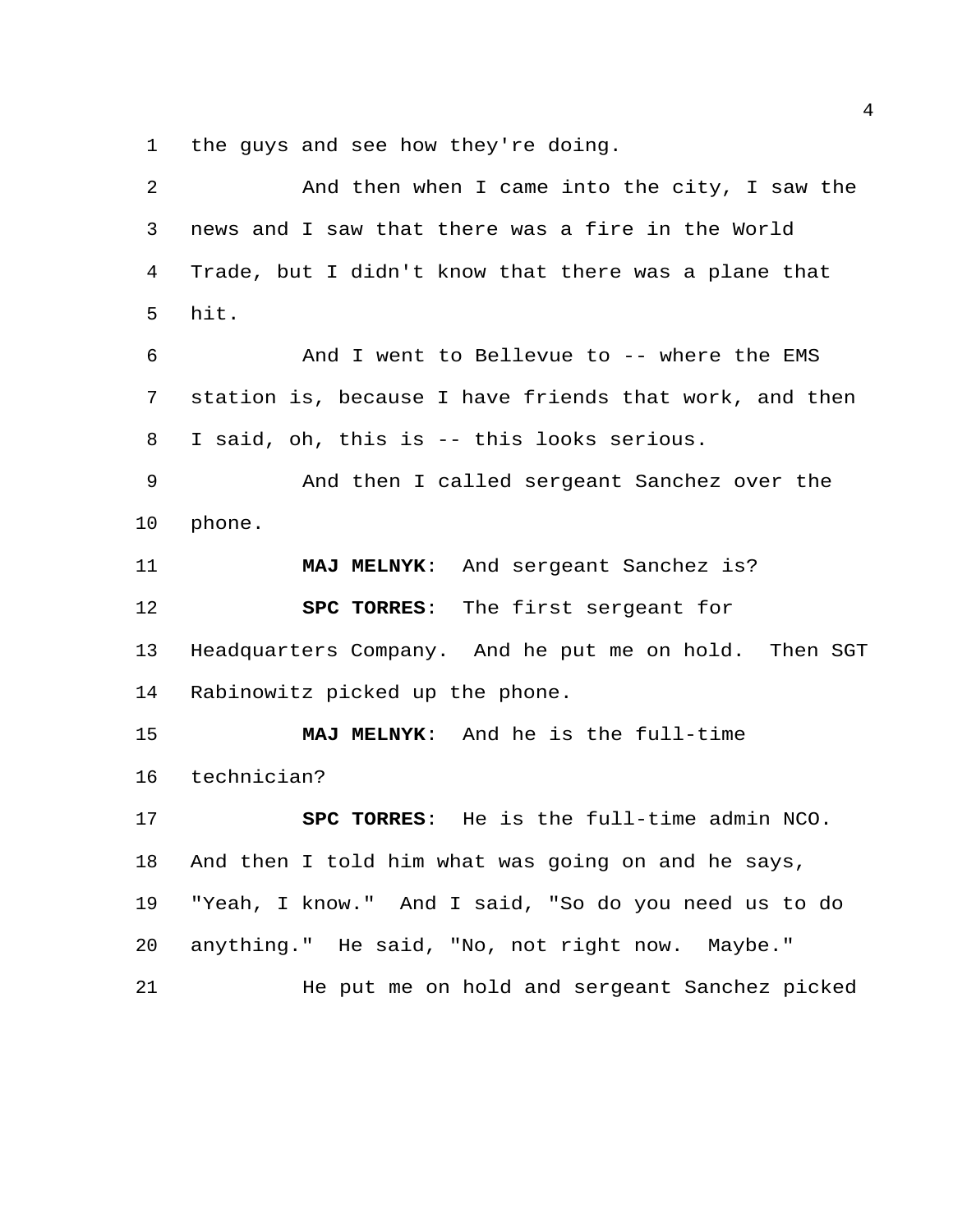the guys and see how they're doing.

And then when I came into the city, I saw the news and I saw that there was a fire in the World Trade, but I didn't know that there was a plane that hit.

And I went to Bellevue to -- where the EMS station is, because I have friends that work, and then I said, oh, this is -- this looks serious.

And then I called sergeant Sanchez over the phone.

**MAJ MELNYK**: And sergeant Sanchez is?

**SPC TORRES**: The first sergeant for Headquarters Company. And he put me on hold. Then SGT Rabinowitz picked up the phone.

**MAJ MELNYK**: And he is the full-time technician?

**SPC TORRES**: He is the full-time admin NCO. And then I told him what was going on and he says, "Yeah, I know." And I said, "So do you need us to do anything." He said, "No, not right now. Maybe."

He put me on hold and sergeant Sanchez picked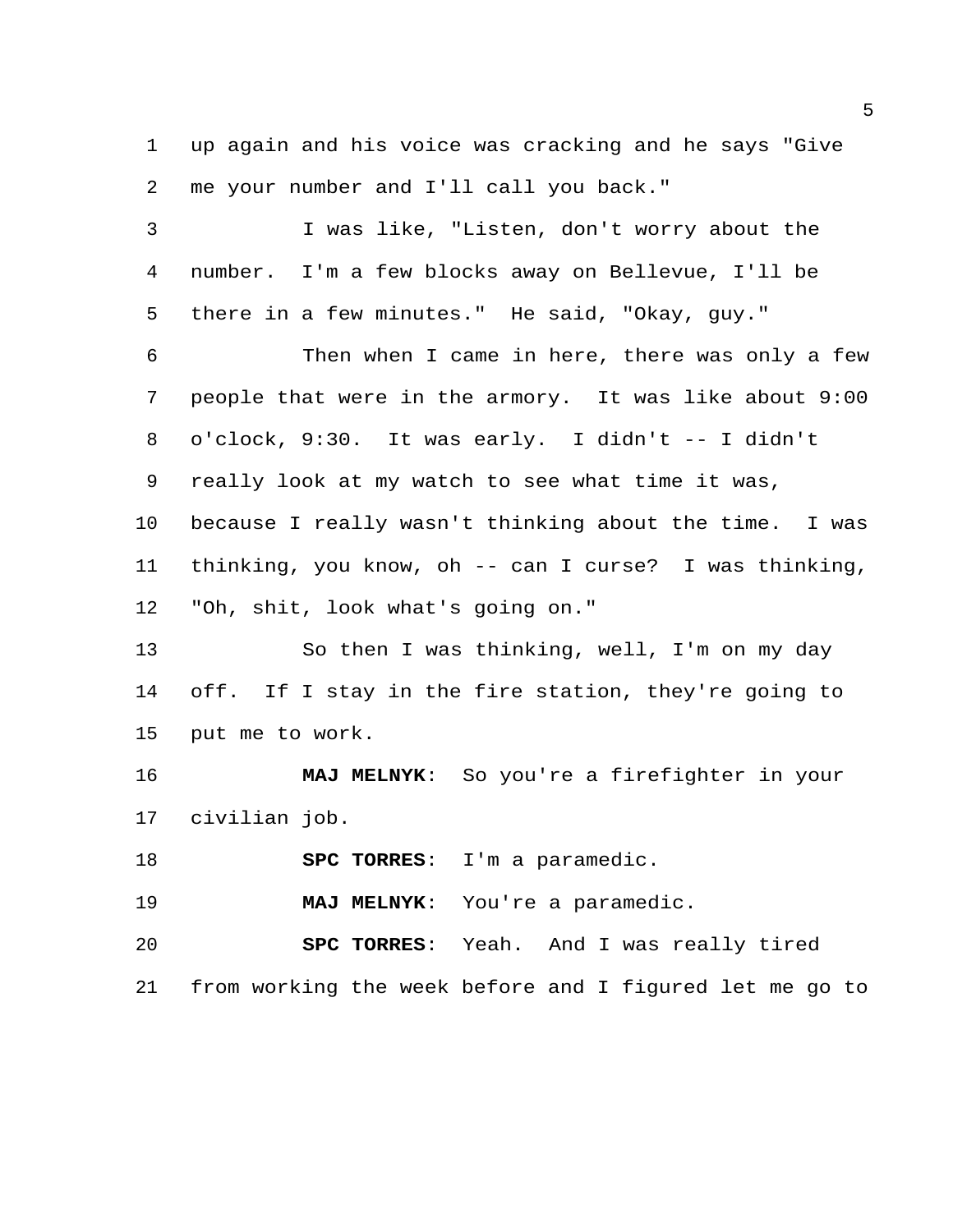up again and his voice was cracking and he says "Give me your number and I'll call you back."

I was like, "Listen, don't worry about the number. I'm a few blocks away on Bellevue, I'll be there in a few minutes." He said, "Okay, guy."

Then when I came in here, there was only a few people that were in the armory. It was like about 9:00 o'clock, 9:30. It was early. I didn't -- I didn't really look at my watch to see what time it was, because I really wasn't thinking about the time. I was thinking, you know, oh -- can I curse? I was thinking, "Oh, shit, look what's going on."

So then I was thinking, well, I'm on my day off. If I stay in the fire station, they're going to put me to work.

**MAJ MELNYK**: So you're a firefighter in your civilian job.

**SPC TORRES**: I'm a paramedic.

**MAJ MELNYK**: You're a paramedic.

**SPC TORRES**: Yeah. And I was really tired from working the week before and I figured let me go to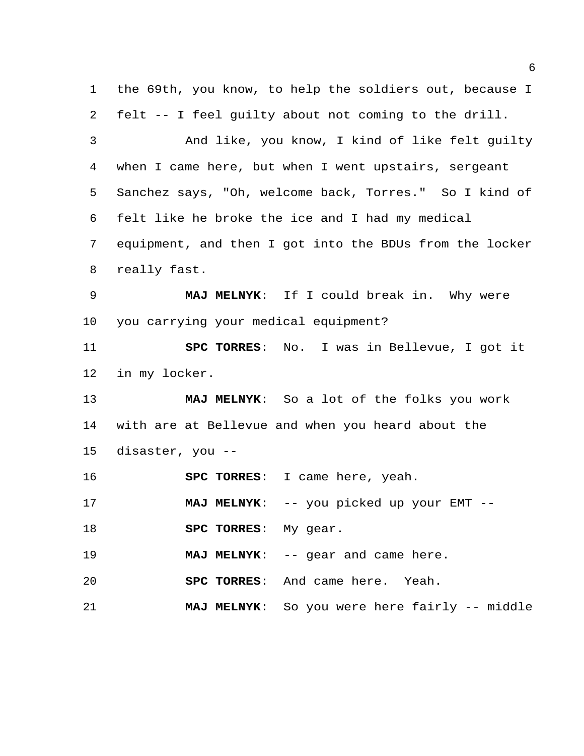the 69th, you know, to help the soldiers out, because I felt -- I feel guilty about not coming to the drill.

And like, you know, I kind of like felt guilty when I came here, but when I went upstairs, sergeant Sanchez says, "Oh, welcome back, Torres." So I kind of felt like he broke the ice and I had my medical equipment, and then I got into the BDUs from the locker really fast.

**MAJ MELNYK**: If I could break in. Why were you carrying your medical equipment?

**SPC TORRES**: No. I was in Bellevue, I got it in my locker.

**MAJ MELNYK**: So a lot of the folks you work with are at Bellevue and when you heard about the disaster, you --

**SPC TORRES**: I came here, yeah.

**MAJ MELNYK**: -- you picked up your EMT --

**SPC TORRES**: My gear.

**MAJ MELNYK**: -- gear and came here.

**SPC TORRES**: And came here. Yeah.

**MAJ MELNYK**: So you were here fairly -- middle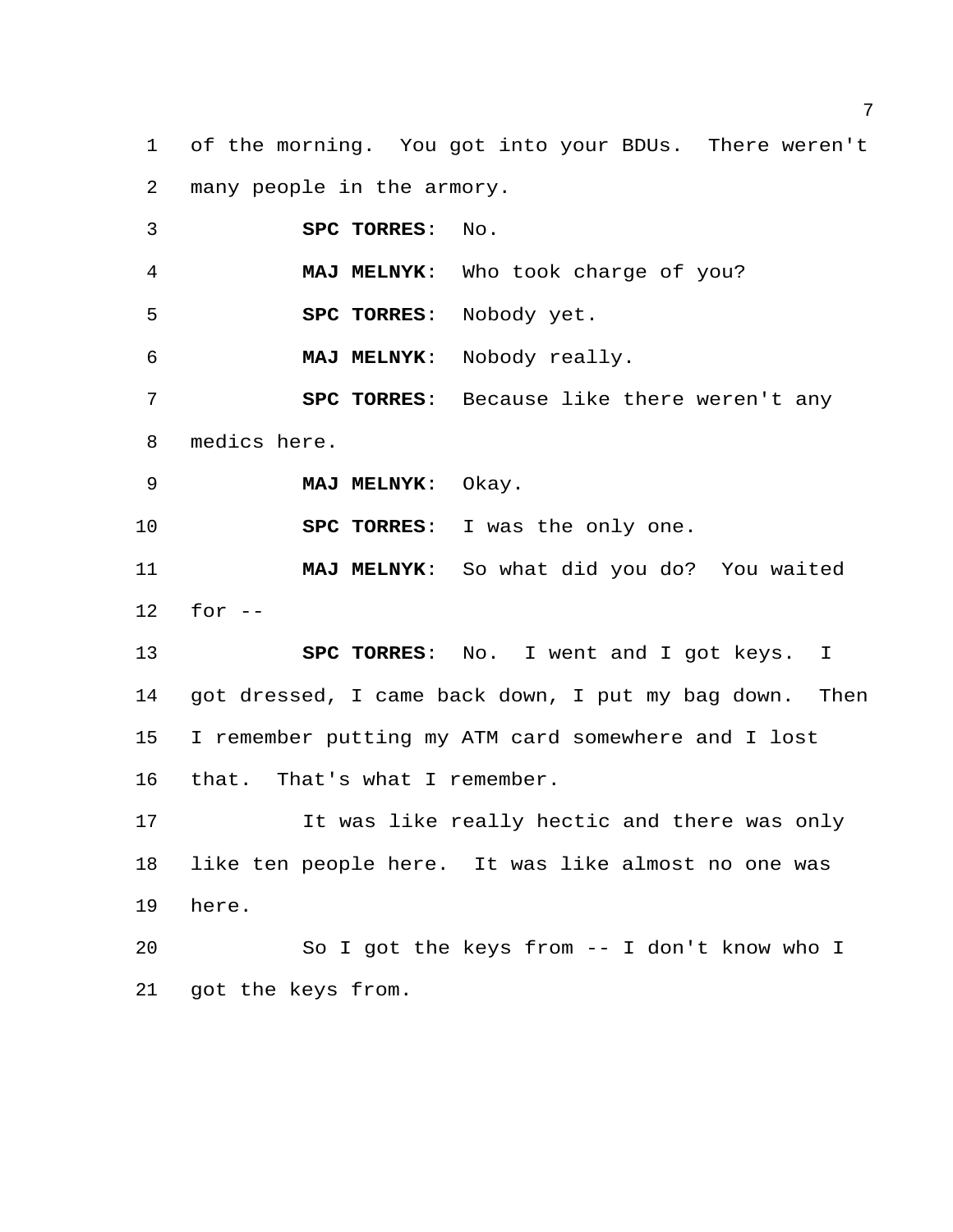of the morning. You got into your BDUs. There weren't many people in the armory.

**SPC TORRES**: No.

**MAJ MELNYK**: Who took charge of you?

**SPC TORRES**: Nobody yet.

**MAJ MELNYK**: Nobody really.

**SPC TORRES**: Because like there weren't any medics here.

**MAJ MELNYK**: Okay.

**SPC TORRES**: I was the only one.

**MAJ MELNYK**: So what did you do? You waited for --

**SPC TORRES**: No. I went and I got keys. I got dressed, I came back down, I put my bag down. Then I remember putting my ATM card somewhere and I lost that. That's what I remember.

It was like really hectic and there was only like ten people here. It was like almost no one was here.

So I got the keys from -- I don't know who I got the keys from.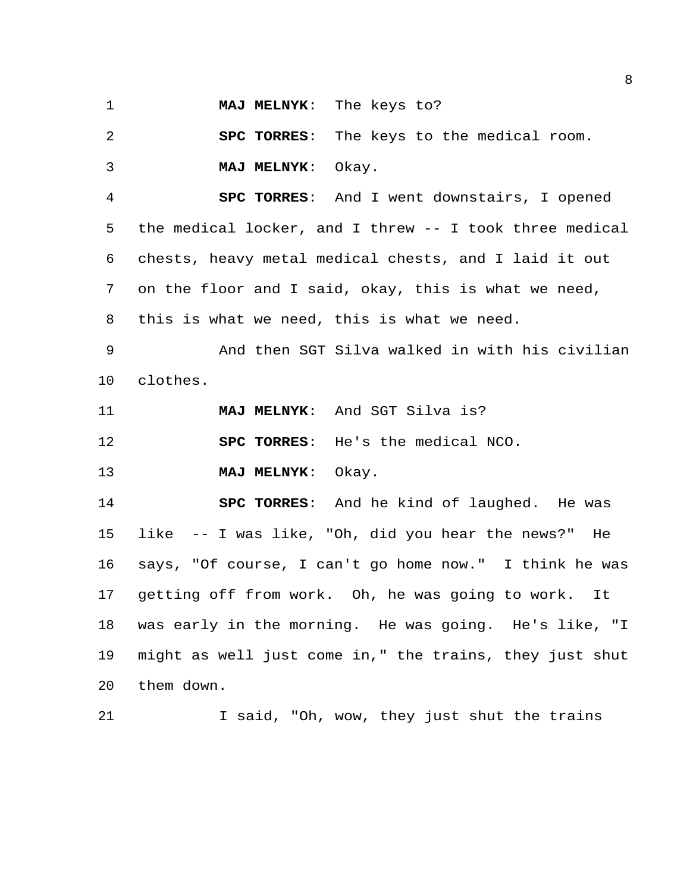**MAJ MELNYK**: The keys to?

**SPC TORRES**: The keys to the medical room.

**MAJ MELNYK**: Okay.

**SPC TORRES**: And I went downstairs, I opened the medical locker, and I threw -- I took three medical chests, heavy metal medical chests, and I laid it out on the floor and I said, okay, this is what we need, this is what we need, this is what we need.

And then SGT Silva walked in with his civilian clothes.

**MAJ MELNYK**: And SGT Silva is?

**SPC TORRES**: He's the medical NCO.

**MAJ MELNYK**: Okay.

**SPC TORRES**: And he kind of laughed. He was like -- I was like, "Oh, did you hear the news?" He says, "Of course, I can't go home now." I think he was getting off from work. Oh, he was going to work. It was early in the morning. He was going. He's like, "I might as well just come in," the trains, they just shut them down.

I said, "Oh, wow, they just shut the trains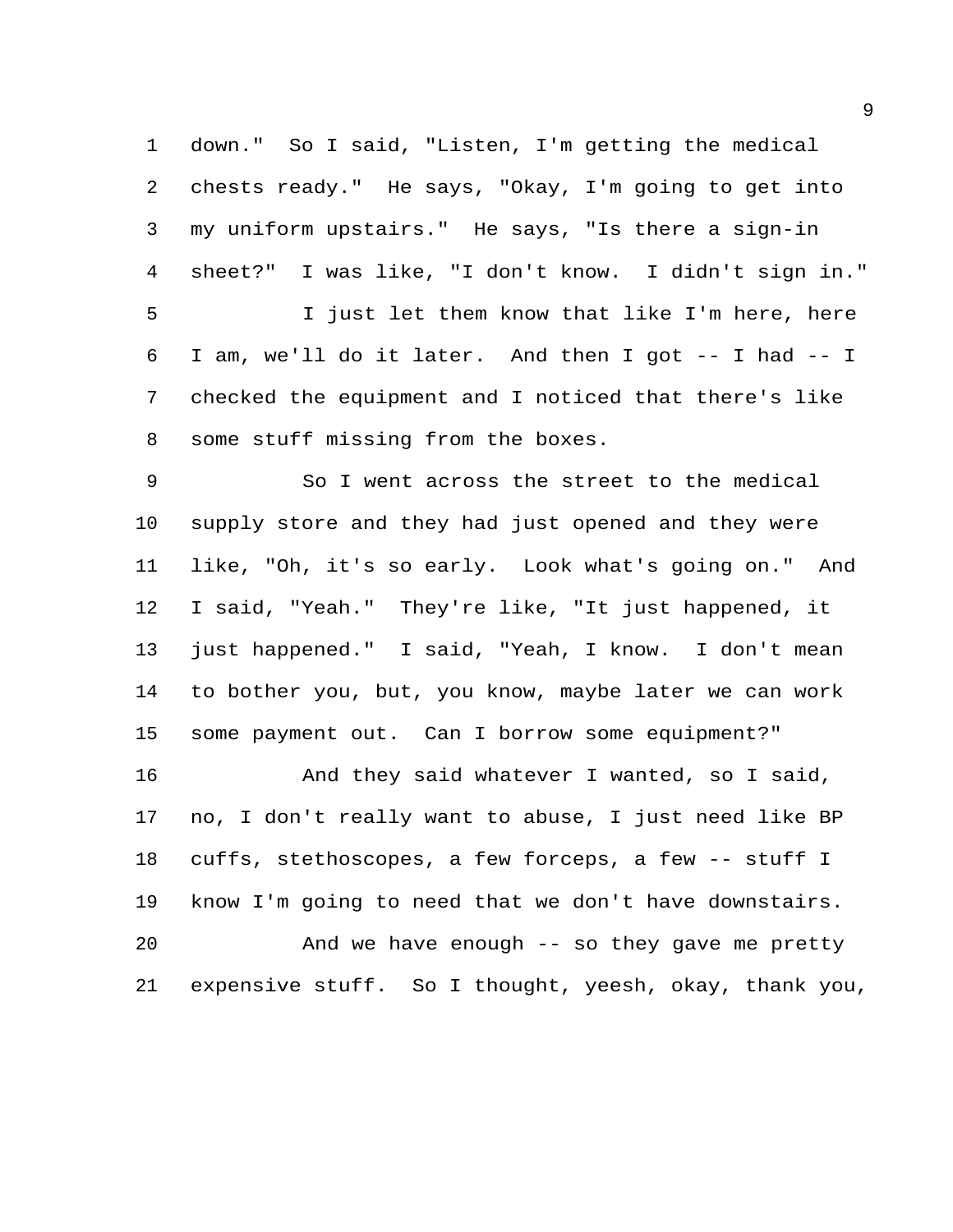down." So I said, "Listen, I'm getting the medical chests ready." He says, "Okay, I'm going to get into my uniform upstairs." He says, "Is there a sign-in sheet?" I was like, "I don't know. I didn't sign in."

I just let them know that like I'm here, here I am, we'll do it later. And then I got -- I had -- I checked the equipment and I noticed that there's like some stuff missing from the boxes.

So I went across the street to the medical supply store and they had just opened and they were like, "Oh, it's so early. Look what's going on." And I said, "Yeah." They're like, "It just happened, it just happened." I said, "Yeah, I know. I don't mean to bother you, but, you know, maybe later we can work some payment out. Can I borrow some equipment?"

And they said whatever I wanted, so I said, no, I don't really want to abuse, I just need like BP cuffs, stethoscopes, a few forceps, a few -- stuff I know I'm going to need that we don't have downstairs.

And we have enough -- so they gave me pretty expensive stuff. So I thought, yeesh, okay, thank you,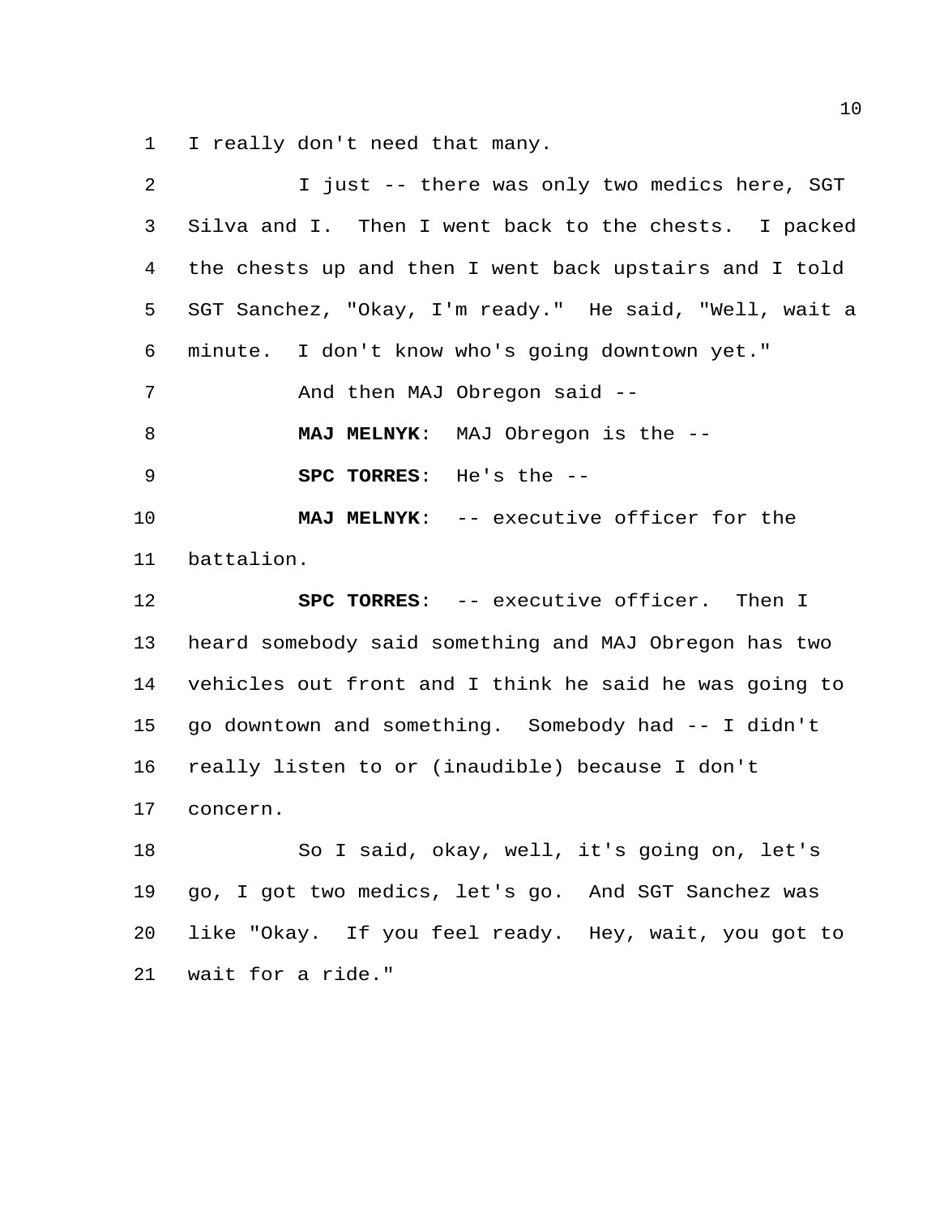I really don't need that many.

I just -- there was only two medics here, SGT Silva and I. Then I went back to the chests. I packed the chests up and then I went back upstairs and I told SGT Sanchez, "Okay, I'm ready." He said, "Well, wait a minute. I don't know who's going downtown yet."

And then MAJ Obregon said --

**MAJ MELNYK**: MAJ Obregon is the --

**SPC TORRES**: He's the --

**MAJ MELNYK**: -- executive officer for the battalion.

**SPC TORRES**: -- executive officer. Then I heard somebody said something and MAJ Obregon has two vehicles out front and I think he said he was going to go downtown and something. Somebody had -- I didn't really listen to or (inaudible) because I don't concern.

So I said, okay, well, it's going on, let's go, I got two medics, let's go. And SGT Sanchez was like "Okay. If you feel ready. Hey, wait, you got to wait for a ride."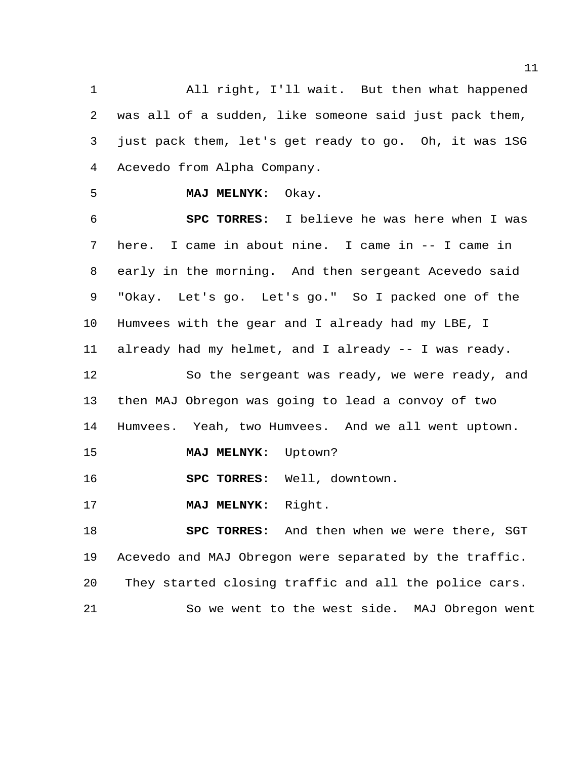All right, I'll wait. But then what happened was all of a sudden, like someone said just pack them, just pack them, let's get ready to go. Oh, it was 1SG Acevedo from Alpha Company.

**MAJ MELNYK**: Okay.

**SPC TORRES**: I believe he was here when I was here. I came in about nine. I came in -- I came in early in the morning. And then sergeant Acevedo said "Okay. Let's go. Let's go." So I packed one of the Humvees with the gear and I already had my LBE, I already had my helmet, and I already -- I was ready.

So the sergeant was ready, we were ready, and then MAJ Obregon was going to lead a convoy of two Humvees. Yeah, two Humvees. And we all went uptown.

**MAJ MELNYK**: Uptown?

**SPC TORRES**: Well, downtown.

**MAJ MELNYK**: Right.

**SPC TORRES**: And then when we were there, SGT Acevedo and MAJ Obregon were separated by the traffic. They started closing traffic and all the police cars.

So we went to the west side. MAJ Obregon went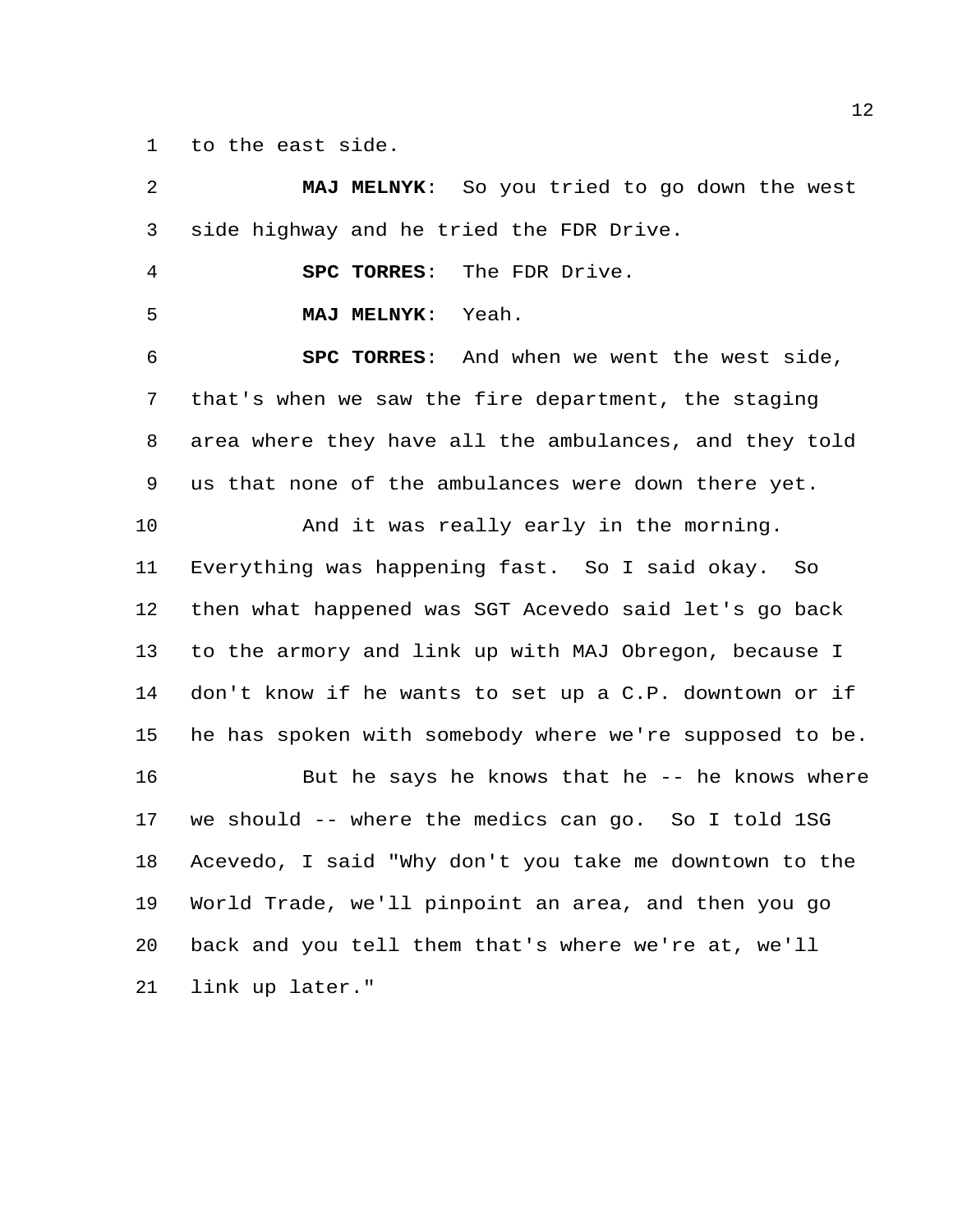to the east side.

**MAJ MELNYK**: So you tried to go down the west side highway and he tried the FDR Drive.

**SPC TORRES**: The FDR Drive.

**MAJ MELNYK**: Yeah.

**SPC TORRES**: And when we went the west side, that's when we saw the fire department, the staging area where they have all the ambulances, and they told us that none of the ambulances were down there yet.

And it was really early in the morning. Everything was happening fast. So I said okay. So then what happened was SGT Acevedo said let's go back to the armory and link up with MAJ Obregon, because I don't know if he wants to set up a C.P. downtown or if he has spoken with somebody where we're supposed to be.

But he says he knows that he -- he knows where we should -- where the medics can go. So I told 1SG Acevedo, I said "Why don't you take me downtown to the World Trade, we'll pinpoint an area, and then you go back and you tell them that's where we're at, we'll link up later."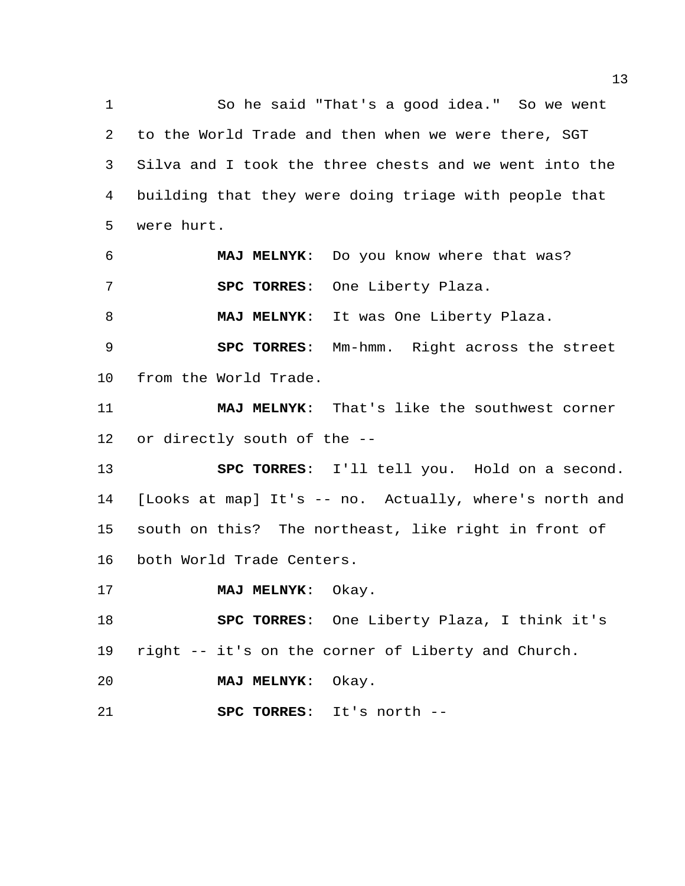So he said "That's a good idea." So we went to the World Trade and then when we were there, SGT Silva and I took the three chests and we went into the building that they were doing triage with people that were hurt.

**MAJ MELNYK**: Do you know where that was?

**SPC TORRES**: One Liberty Plaza.

**MAJ MELNYK**: It was One Liberty Plaza.

**SPC TORRES**: Mm-hmm. Right across the street from the World Trade.

**MAJ MELNYK**: That's like the southwest corner or directly south of the --

**SPC TORRES**: I'll tell you. Hold on a second. [Looks at map] It's -- no. Actually, where's north and south on this? The northeast, like right in front of both World Trade Centers.

**MAJ MELNYK**: Okay.

**SPC TORRES**: One Liberty Plaza, I think it's right -- it's on the corner of Liberty and Church.

**MAJ MELNYK**: Okay.

**SPC TORRES**: It's north --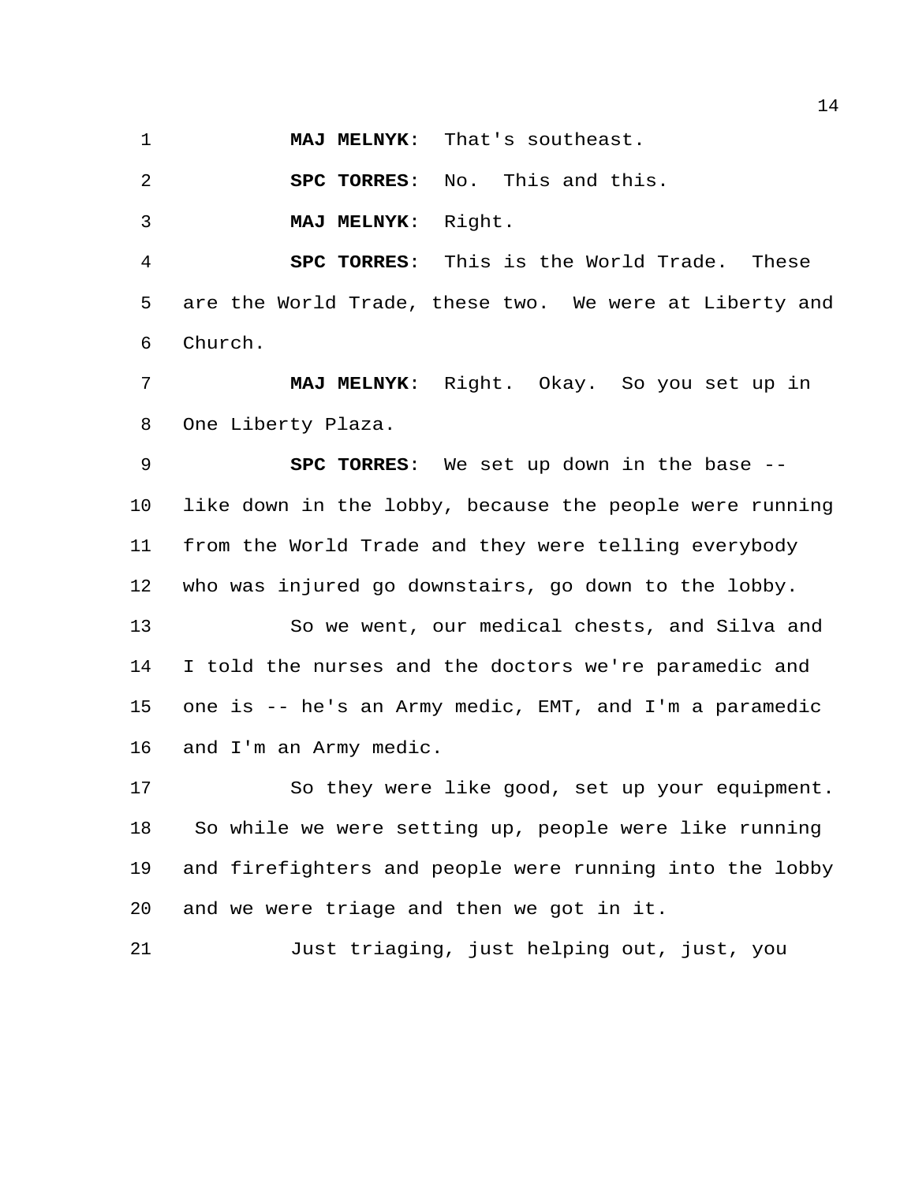**MAJ MELNYK**: That's southeast.

**SPC TORRES**: No. This and this.

**MAJ MELNYK**: Right.

**SPC TORRES**: This is the World Trade. These are the World Trade, these two. We were at Liberty and Church.

**MAJ MELNYK**: Right. Okay. So you set up in One Liberty Plaza.

**SPC TORRES**: We set up down in the base -- like down in the lobby, because the people were running from the World Trade and they were telling everybody who was injured go downstairs, go down to the lobby.

So we went, our medical chests, and Silva and I told the nurses and the doctors we're paramedic and one is -- he's an Army medic, EMT, and I'm a paramedic and I'm an Army medic.

So they were like good, set up your equipment. So while we were setting up, people were like running and firefighters and people were running into the lobby and we were triage and then we got in it.

Just triaging, just helping out, just, you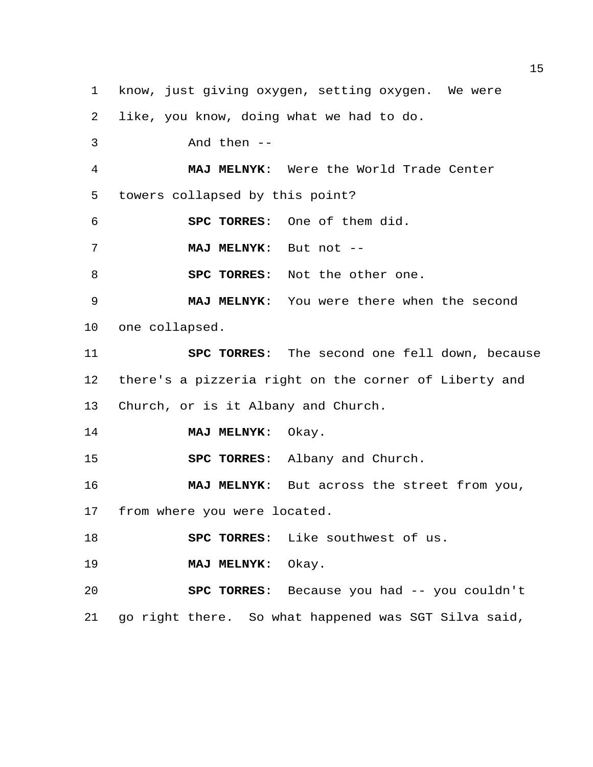know, just giving oxygen, setting oxygen. We were like, you know, doing what we had to do.

And then --

**MAJ MELNYK**: Were the World Trade Center towers collapsed by this point?

**SPC TORRES**: One of them did.

**MAJ MELNYK**: But not --

**SPC TORRES**: Not the other one.

**MAJ MELNYK**: You were there when the second one collapsed.

**SPC TORRES**: The second one fell down, because there's a pizzeria right on the corner of Liberty and Church, or is it Albany and Church.

**MAJ MELNYK**: Okay.

**SPC TORRES**: Albany and Church.

**MAJ MELNYK**: But across the street from you, from where you were located.

**SPC TORRES**: Like southwest of us.

**MAJ MELNYK**: Okay.

**SPC TORRES**: Because you had -- you couldn't go right there. So what happened was SGT Silva said,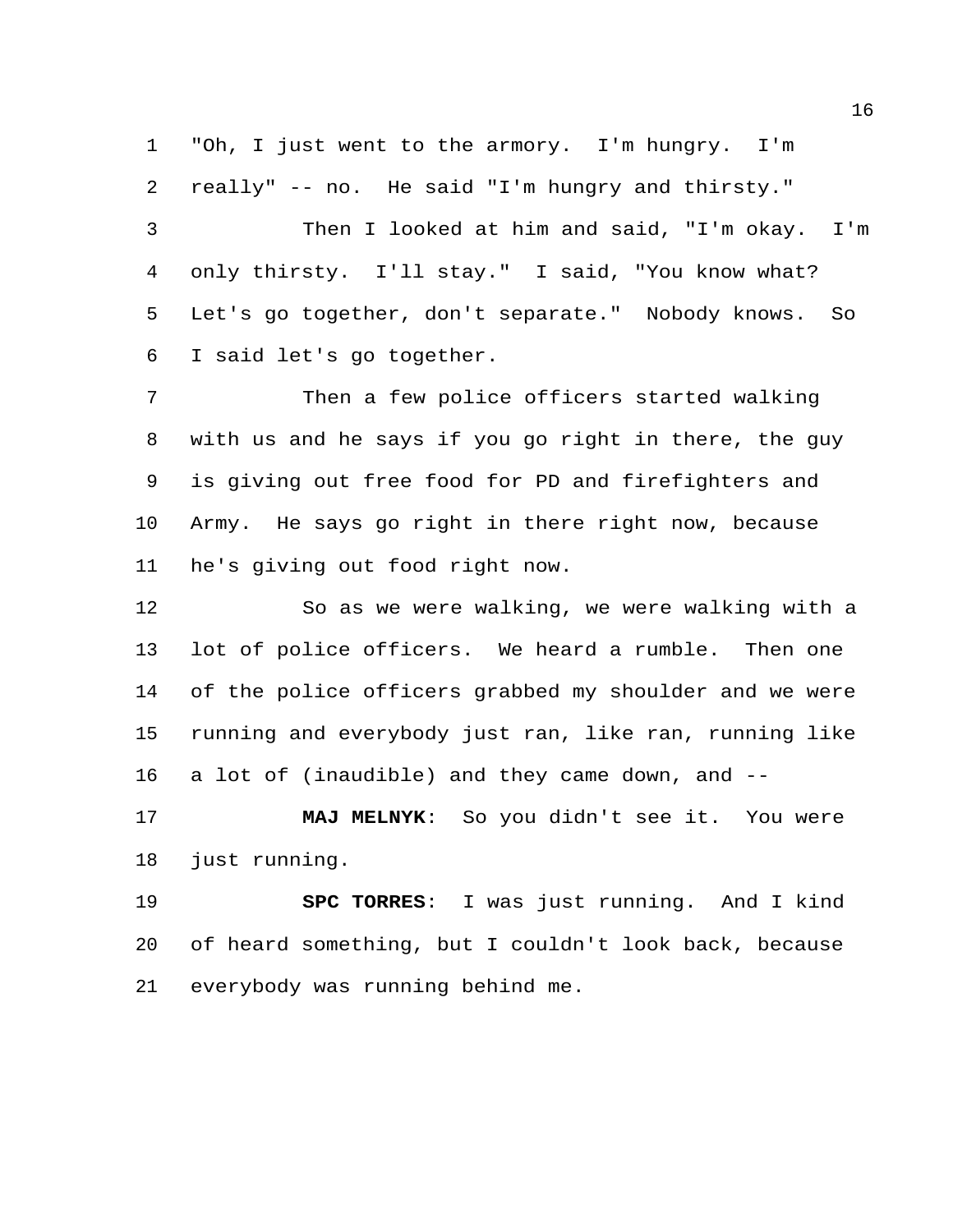"Oh, I just went to the armory. I'm hungry. I'm really" -- no. He said "I'm hungry and thirsty."

Then I looked at him and said, "I'm okay. I'm only thirsty. I'll stay." I said, "You know what? Let's go together, don't separate." Nobody knows. So I said let's go together.

Then a few police officers started walking with us and he says if you go right in there, the guy is giving out free food for PD and firefighters and Army. He says go right in there right now, because he's giving out food right now.

So as we were walking, we were walking with a lot of police officers. We heard a rumble. Then one of the police officers grabbed my shoulder and we were running and everybody just ran, like ran, running like a lot of (inaudible) and they came down, and --

**MAJ MELNYK**: So you didn't see it. You were just running.

**SPC TORRES**: I was just running. And I kind of heard something, but I couldn't look back, because everybody was running behind me.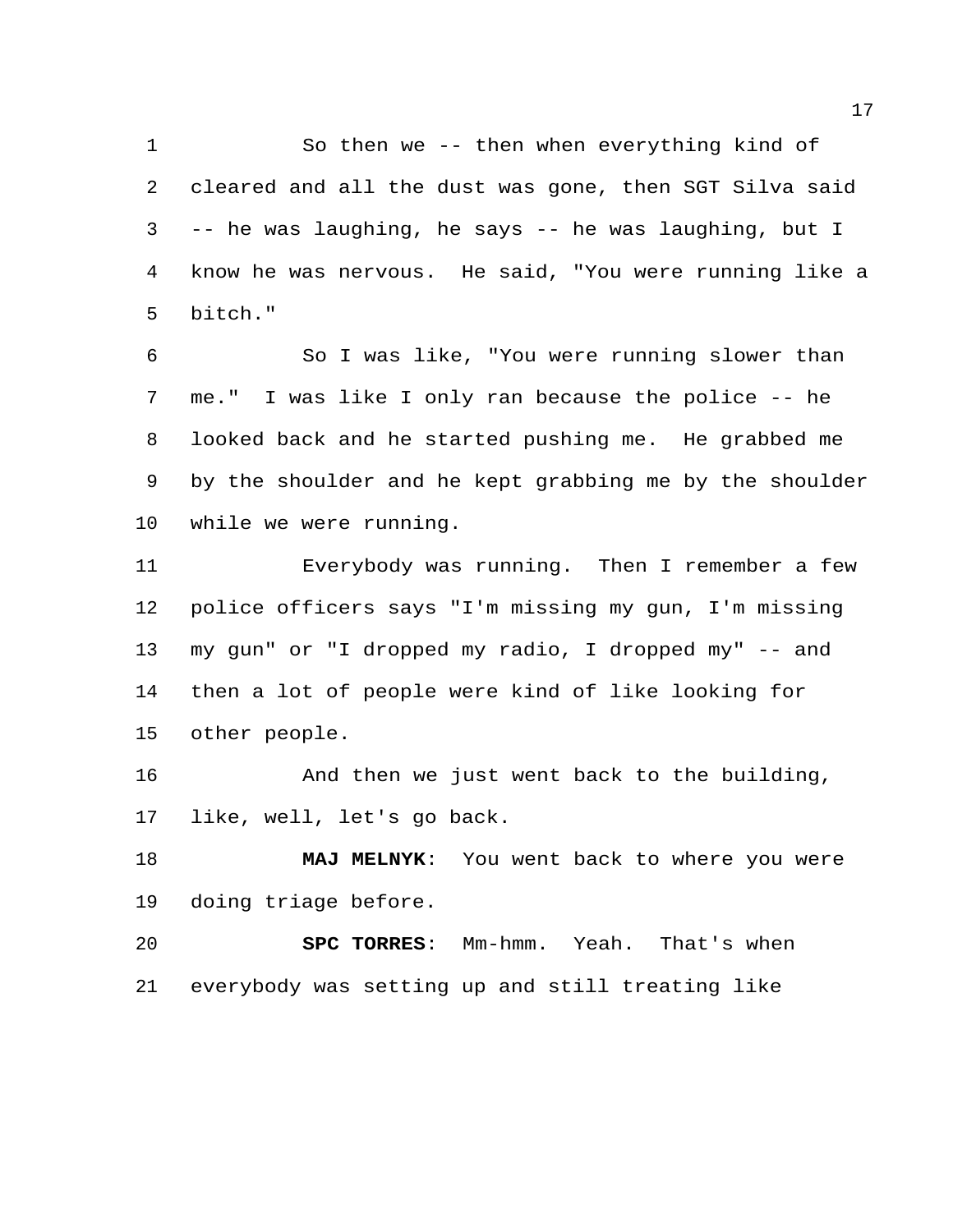So then we -- then when everything kind of cleared and all the dust was gone, then SGT Silva said -- he was laughing, he says -- he was laughing, but I know he was nervous. He said, "You were running like a bitch."

So I was like, "You were running slower than me." I was like I only ran because the police -- he looked back and he started pushing me. He grabbed me by the shoulder and he kept grabbing me by the shoulder while we were running.

Everybody was running. Then I remember a few police officers says "I'm missing my gun, I'm missing my gun" or "I dropped my radio, I dropped my" -- and then a lot of people were kind of like looking for other people.

And then we just went back to the building, like, well, let's go back.

**MAJ MELNYK**: You went back to where you were doing triage before.

**SPC TORRES**: Mm-hmm. Yeah. That's when everybody was setting up and still treating like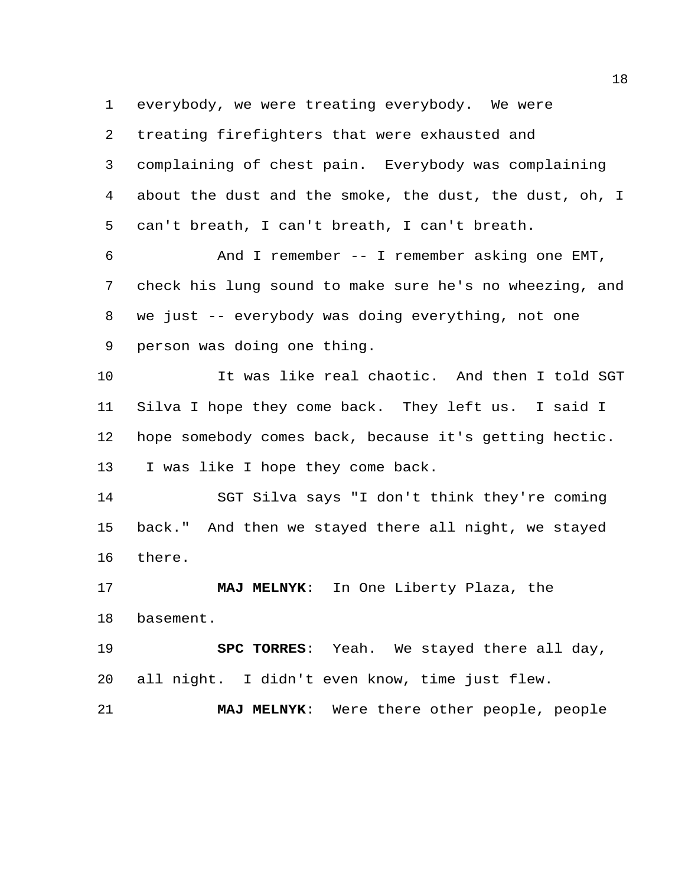everybody, we were treating everybody. We were treating firefighters that were exhausted and complaining of chest pain. Everybody was complaining about the dust and the smoke, the dust, the dust, oh, I can't breath, I can't breath, I can't breath.

And I remember -- I remember asking one EMT, check his lung sound to make sure he's no wheezing, and we just -- everybody was doing everything, not one person was doing one thing.

It was like real chaotic. And then I told SGT Silva I hope they come back. They left us. I said I hope somebody comes back, because it's getting hectic. I was like I hope they come back.

SGT Silva says "I don't think they're coming back." And then we stayed there all night, we stayed there.

**MAJ MELNYK**: In One Liberty Plaza, the basement.

**SPC TORRES**: Yeah. We stayed there all day, all night. I didn't even know, time just flew.

**MAJ MELNYK**: Were there other people, people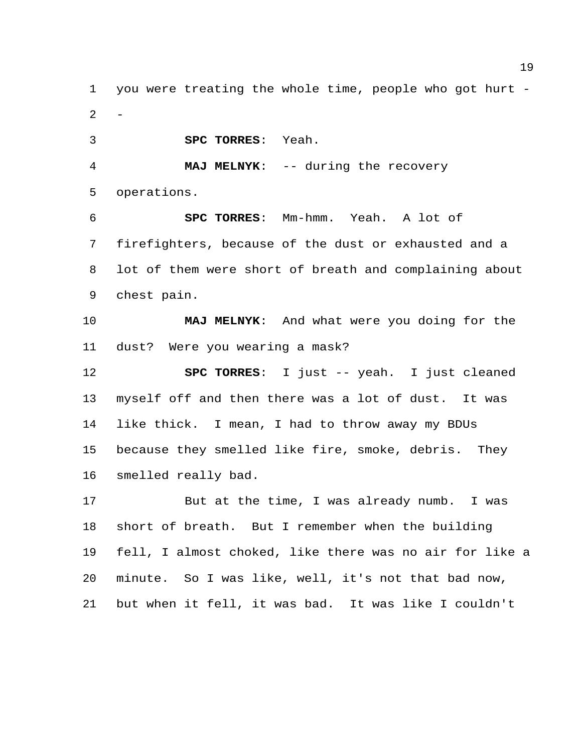you were treating the whole time, people who got hurt --

**SPC TORRES**: Yeah.

**MAJ MELNYK**: -- during the recovery operations.

**SPC TORRES**: Mm-hmm. Yeah. A lot of firefighters, because of the dust or exhausted and a lot of them were short of breath and complaining about chest pain.

**MAJ MELNYK**: And what were you doing for the dust? Were you wearing a mask?

**SPC TORRES**: I just -- yeah. I just cleaned myself off and then there was a lot of dust. It was like thick. I mean, I had to throw away my BDUs because they smelled like fire, smoke, debris. They smelled really bad.

But at the time, I was already numb. I was short of breath. But I remember when the building fell, I almost choked, like there was no air for like a minute. So I was like, well, it's not that bad now, but when it fell, it was bad. It was like I couldn't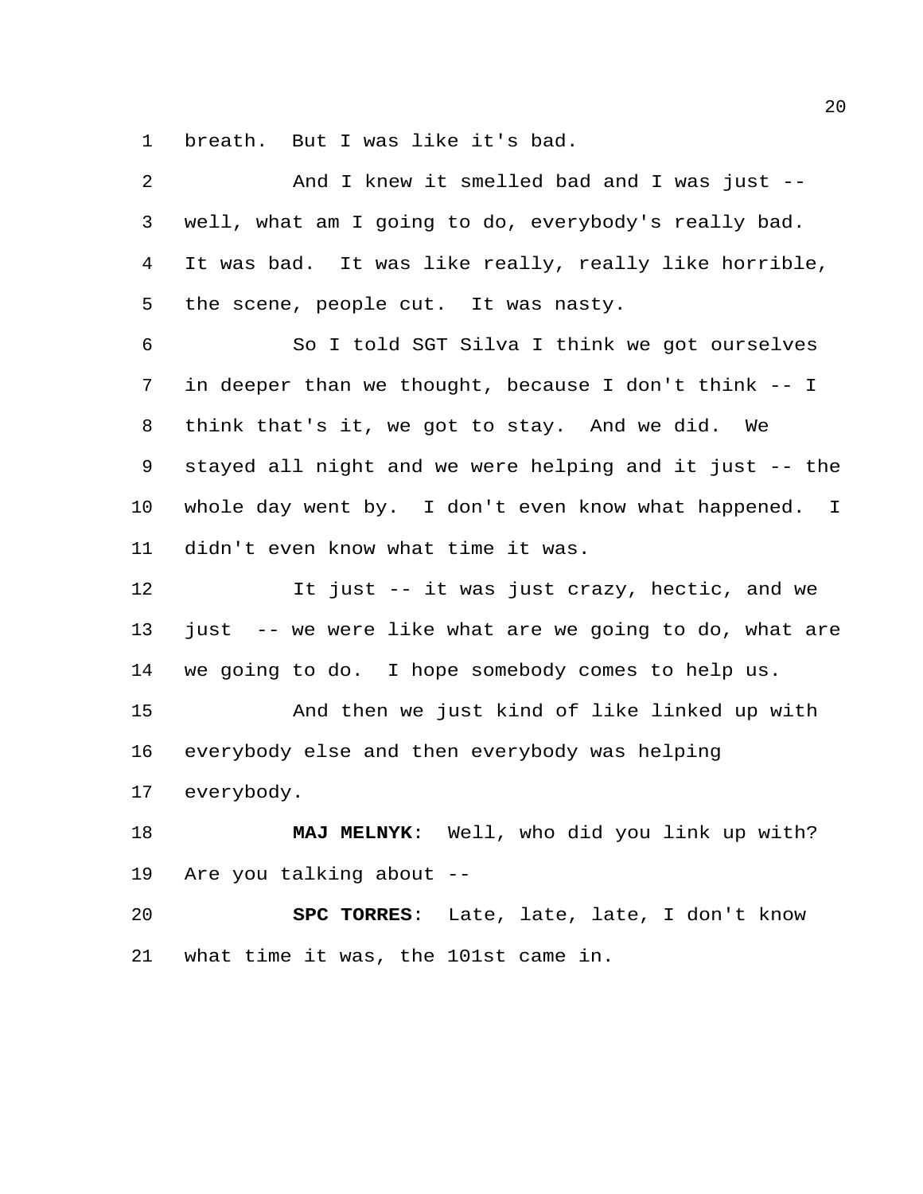breath. But I was like it's bad.

And I knew it smelled bad and I was just -- well, what am I going to do, everybody's really bad. It was bad. It was like really, really like horrible, the scene, people cut. It was nasty.

So I told SGT Silva I think we got ourselves in deeper than we thought, because I don't think -- I think that's it, we got to stay. And we did. We stayed all night and we were helping and it just -- the whole day went by. I don't even know what happened. I didn't even know what time it was.

It just -- it was just crazy, hectic, and we just -- we were like what are we going to do, what are we going to do. I hope somebody comes to help us.

And then we just kind of like linked up with everybody else and then everybody was helping everybody.

**MAJ MELNYK**: Well, who did you link up with? Are you talking about --

**SPC TORRES**: Late, late, late, I don't know what time it was, the 101st came in.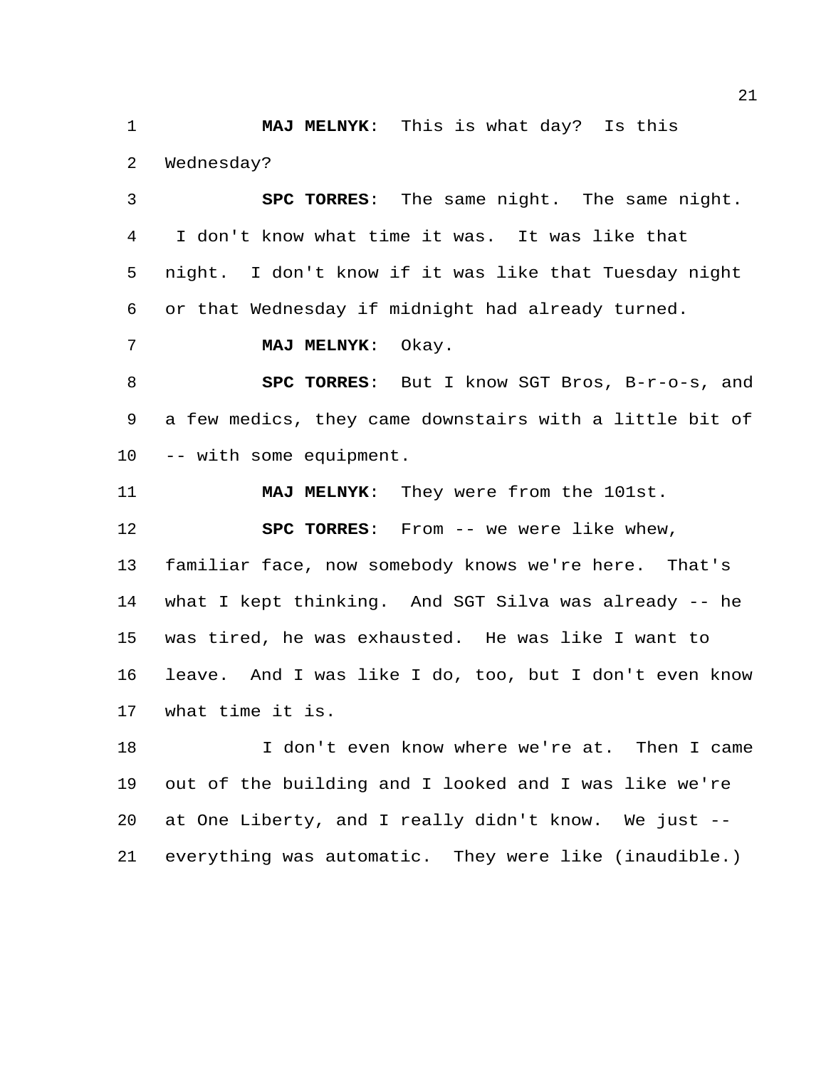**MAJ MELNYK**: This is what day? Is this Wednesday?

**SPC TORRES**: The same night. The same night. I don't know what time it was. It was like that night. I don't know if it was like that Tuesday night or that Wednesday if midnight had already turned.

**MAJ MELNYK**: Okay.

**SPC TORRES**: But I know SGT Bros, B-r-o-s, and a few medics, they came downstairs with a little bit of -- with some equipment.

**MAJ MELNYK**: They were from the 101st.

**SPC TORRES**: From -- we were like whew, familiar face, now somebody knows we're here. That's what I kept thinking. And SGT Silva was already -- he was tired, he was exhausted. He was like I want to leave. And I was like I do, too, but I don't even know what time it is.

I don't even know where we're at. Then I came out of the building and I looked and I was like we're at One Liberty, and I really didn't know. We just -- everything was automatic. They were like (inaudible.)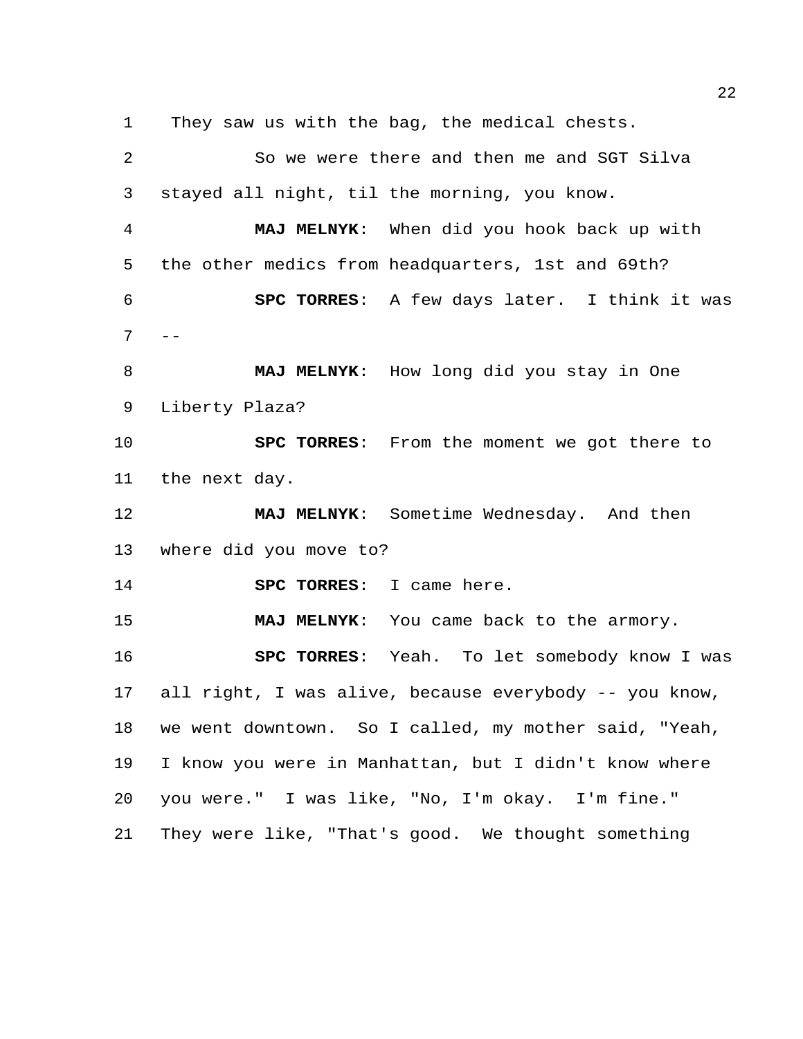They saw us with the bag, the medical chests.

So we were there and then me and SGT Silva stayed all night, til the morning, you know.

**MAJ MELNYK**: When did you hook back up with the other medics from headquarters, 1st and 69th?

**SPC TORRES**: A few days later. I think it was --

**MAJ MELNYK**: How long did you stay in One Liberty Plaza?

**SPC TORRES**: From the moment we got there to the next day.

**MAJ MELNYK**: Sometime Wednesday. And then where did you move to?

**SPC TORRES**: I came here.

**MAJ MELNYK**: You came back to the armory.

**SPC TORRES**: Yeah. To let somebody know I was all right, I was alive, because everybody -- you know, we went downtown. So I called, my mother said, "Yeah, I know you were in Manhattan, but I didn't know where you were." I was like, "No, I'm okay. I'm fine." They were like, "That's good. We thought something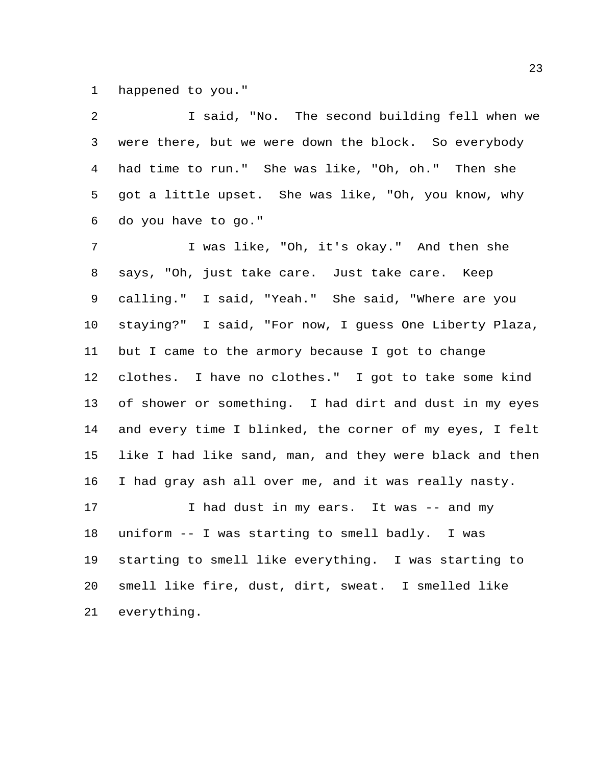happened to you."

I said, "No. The second building fell when we were there, but we were down the block. So everybody had time to run." She was like, "Oh, oh." Then she got a little upset. She was like, "Oh, you know, why do you have to go."

I was like, "Oh, it's okay." And then she says, "Oh, just take care. Just take care. Keep calling." I said, "Yeah." She said, "Where are you staying?" I said, "For now, I guess One Liberty Plaza, but I came to the armory because I got to change clothes. I have no clothes." I got to take some kind of shower or something. I had dirt and dust in my eyes and every time I blinked, the corner of my eyes, I felt like I had like sand, man, and they were black and then I had gray ash all over me, and it was really nasty.

I had dust in my ears. It was -- and my uniform -- I was starting to smell badly. I was starting to smell like everything. I was starting to smell like fire, dust, dirt, sweat. I smelled like everything.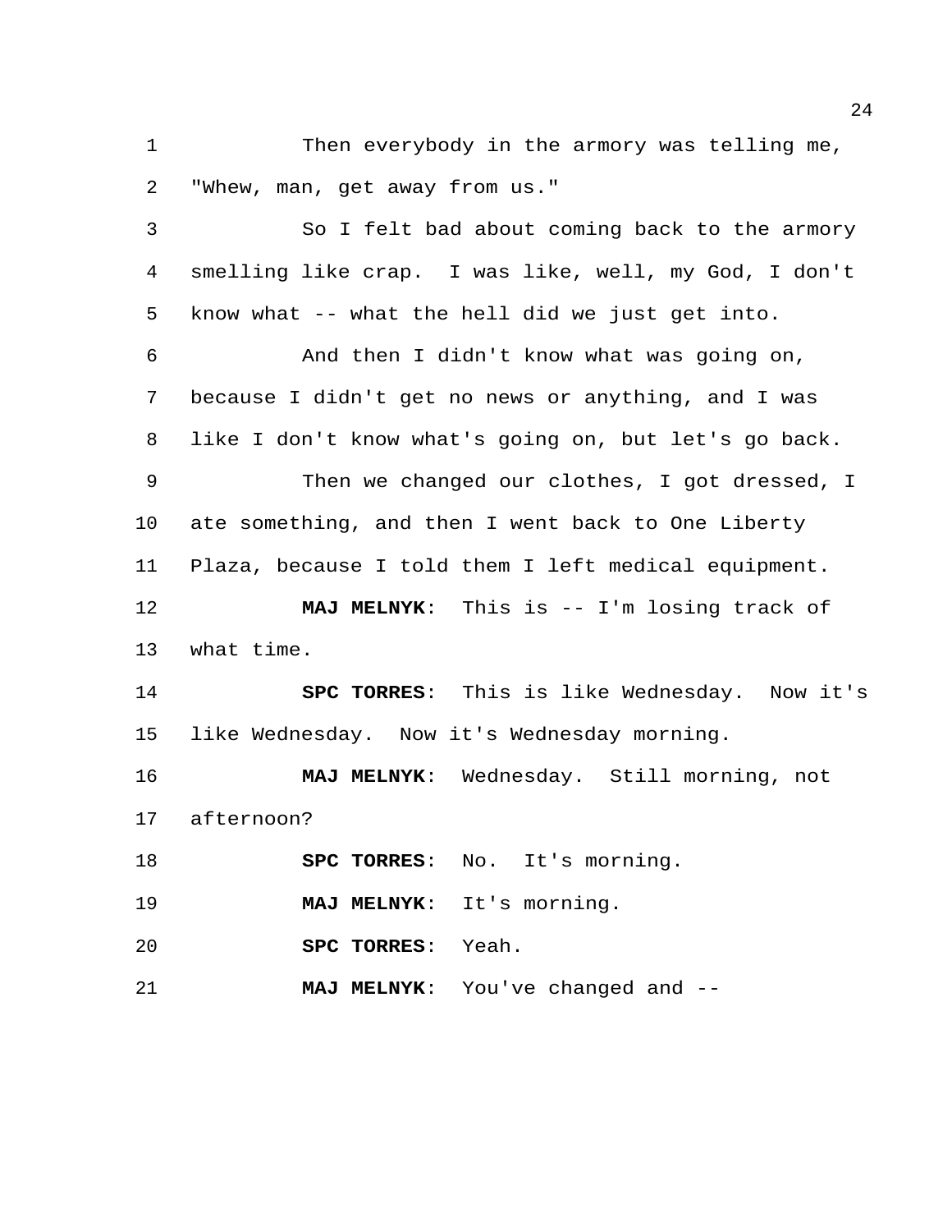Then everybody in the armory was telling me, "Whew, man, get away from us."

So I felt bad about coming back to the armory smelling like crap. I was like, well, my God, I don't know what -- what the hell did we just get into.

And then I didn't know what was going on, because I didn't get no news or anything, and I was like I don't know what's going on, but let's go back.

Then we changed our clothes, I got dressed, I ate something, and then I went back to One Liberty Plaza, because I told them I left medical equipment.

**MAJ MELNYK**: This is -- I'm losing track of what time.

**SPC TORRES**: This is like Wednesday. Now it's like Wednesday. Now it's Wednesday morning.

**MAJ MELNYK**: Wednesday. Still morning, not afternoon?

**SPC TORRES**: No. It's morning.

**MAJ MELNYK**: It's morning.

**SPC TORRES**: Yeah.

**MAJ MELNYK**: You've changed and --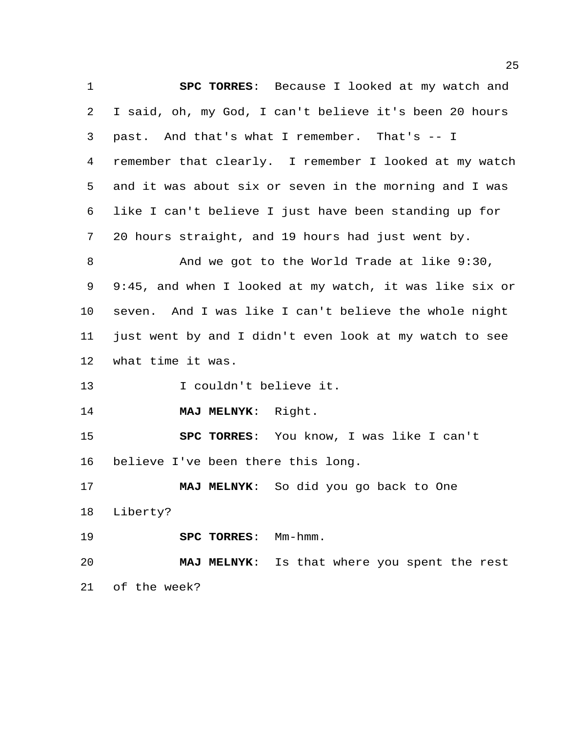**SPC TORRES**: Because I looked at my watch and I said, oh, my God, I can't believe it's been 20 hours past. And that's what I remember. That's -- I remember that clearly. I remember I looked at my watch and it was about six or seven in the morning and I was like I can't believe I just have been standing up for 20 hours straight, and 19 hours had just went by.

And we got to the World Trade at like 9:30, 9:45, and when I looked at my watch, it was like six or seven. And I was like I can't believe the whole night just went by and I didn't even look at my watch to see what time it was.

I couldn't believe it.

**MAJ MELNYK**: Right.

**SPC TORRES**: You know, I was like I can't believe I've been there this long.

**MAJ MELNYK**: So did you go back to One Liberty?

**SPC TORRES**: Mm-hmm.

**MAJ MELNYK**: Is that where you spent the rest of the week?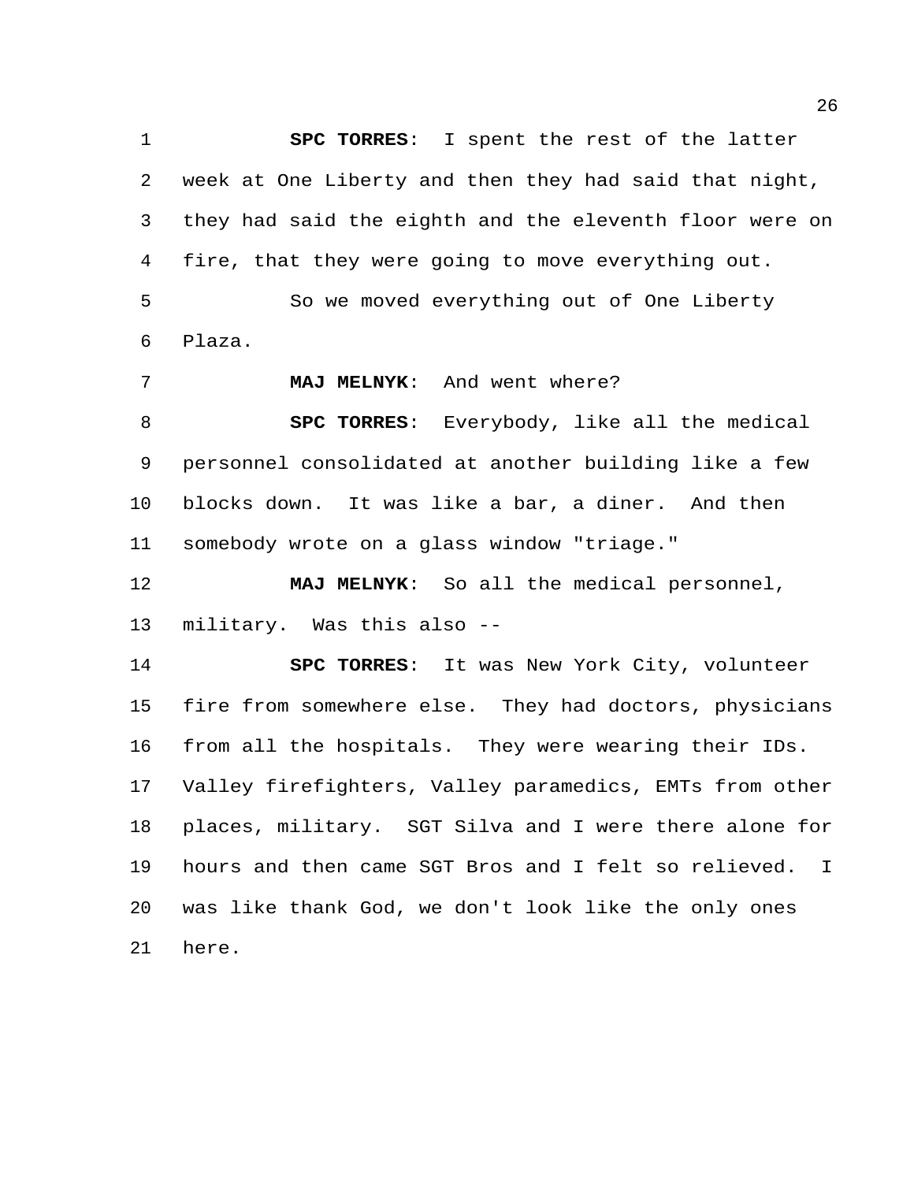**SPC TORRES**: I spent the rest of the latter week at One Liberty and then they had said that night, they had said the eighth and the eleventh floor were on fire, that they were going to move everything out.

So we moved everything out of One Liberty Plaza.

**MAJ MELNYK**: And went where?

**SPC TORRES**: Everybody, like all the medical personnel consolidated at another building like a few blocks down. It was like a bar, a diner. And then somebody wrote on a glass window "triage."

**MAJ MELNYK**: So all the medical personnel, military. Was this also --

**SPC TORRES**: It was New York City, volunteer fire from somewhere else. They had doctors, physicians from all the hospitals. They were wearing their IDs. Valley firefighters, Valley paramedics, EMTs from other places, military. SGT Silva and I were there alone for hours and then came SGT Bros and I felt so relieved. I was like thank God, we don't look like the only ones here.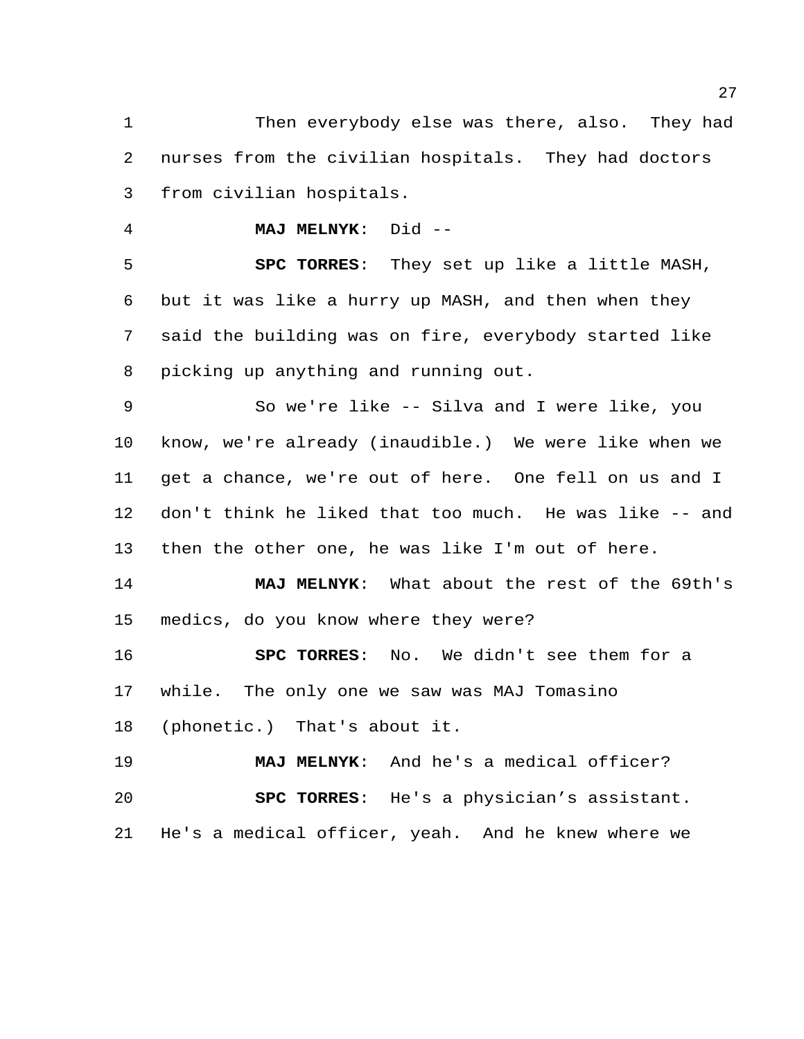Then everybody else was there, also. They had nurses from the civilian hospitals. They had doctors from civilian hospitals.

**MAJ MELNYK**: Did --

**SPC TORRES**: They set up like a little MASH, but it was like a hurry up MASH, and then when they said the building was on fire, everybody started like picking up anything and running out.

So we're like -- Silva and I were like, you know, we're already (inaudible.) We were like when we get a chance, we're out of here. One fell on us and I don't think he liked that too much. He was like -- and then the other one, he was like I'm out of here.

**MAJ MELNYK**: What about the rest of the 69th's medics, do you know where they were?

**SPC TORRES**: No. We didn't see them for a while. The only one we saw was MAJ Tomasino (phonetic.) That's about it.

**MAJ MELNYK**: And he's a medical officer?

**SPC TORRES**: He's a physician’s assistant. He's a medical officer, yeah. And he knew where we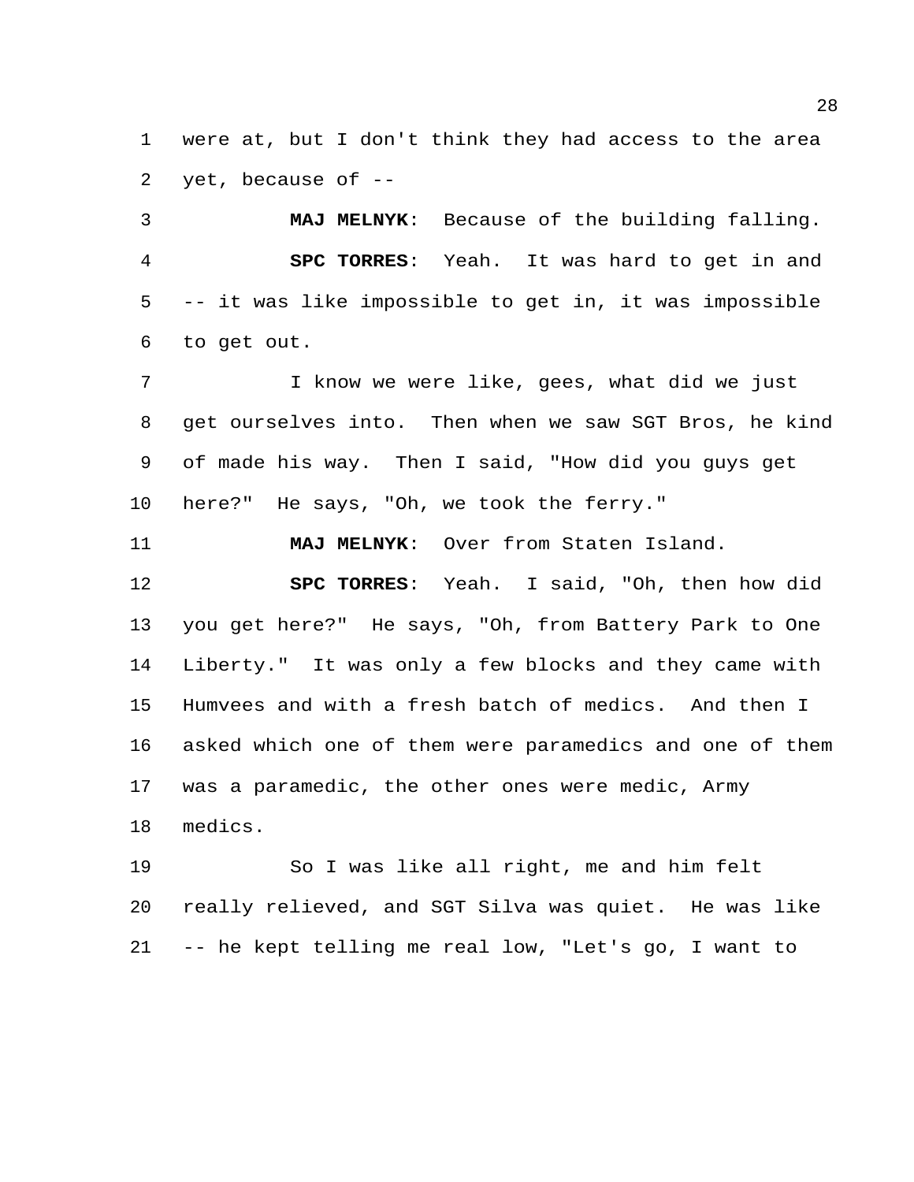were at, but I don't think they had access to the area yet, because of --

**MAJ MELNYK**: Because of the building falling.

**SPC TORRES**: Yeah. It was hard to get in and -- it was like impossible to get in, it was impossible to get out.

I know we were like, gees, what did we just get ourselves into. Then when we saw SGT Bros, he kind of made his way. Then I said, "How did you guys get here?" He says, "Oh, we took the ferry."

**MAJ MELNYK**: Over from Staten Island.

**SPC TORRES**: Yeah. I said, "Oh, then how did you get here?" He says, "Oh, from Battery Park to One Liberty." It was only a few blocks and they came with Humvees and with a fresh batch of medics. And then I asked which one of them were paramedics and one of them was a paramedic, the other ones were medic, Army medics.

So I was like all right, me and him felt really relieved, and SGT Silva was quiet. He was like -- he kept telling me real low, "Let's go, I want to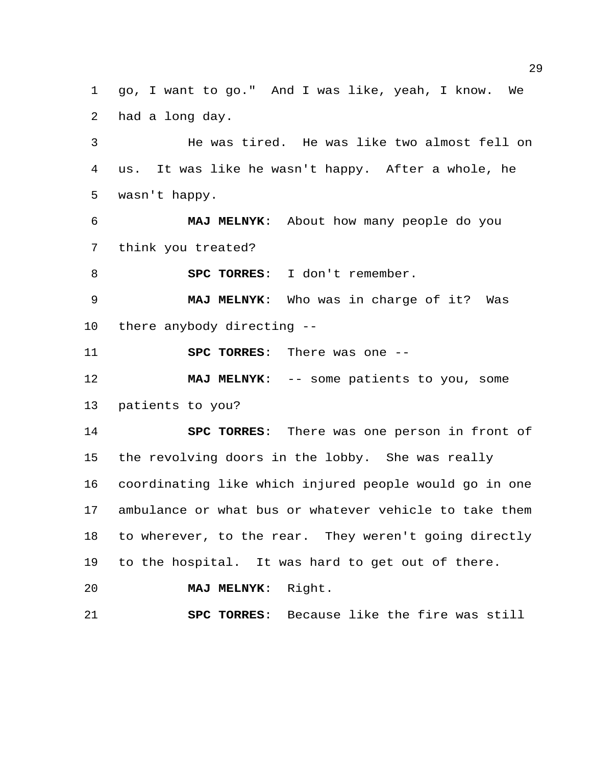go, I want to go." And I was like, yeah, I know. We had a long day.

He was tired. He was like two almost fell on us. It was like he wasn't happy. After a whole, he wasn't happy.

**MAJ MELNYK**: About how many people do you think you treated?

**SPC TORRES**: I don't remember.

**MAJ MELNYK**: Who was in charge of it? Was there anybody directing --

**SPC TORRES**: There was one --

**MAJ MELNYK**: -- some patients to you, some patients to you?

**SPC TORRES**: There was one person in front of the revolving doors in the lobby. She was really coordinating like which injured people would go in one ambulance or what bus or whatever vehicle to take them to wherever, to the rear. They weren't going directly to the hospital. It was hard to get out of there.

**MAJ MELNYK**: Right.

**SPC TORRES**: Because like the fire was still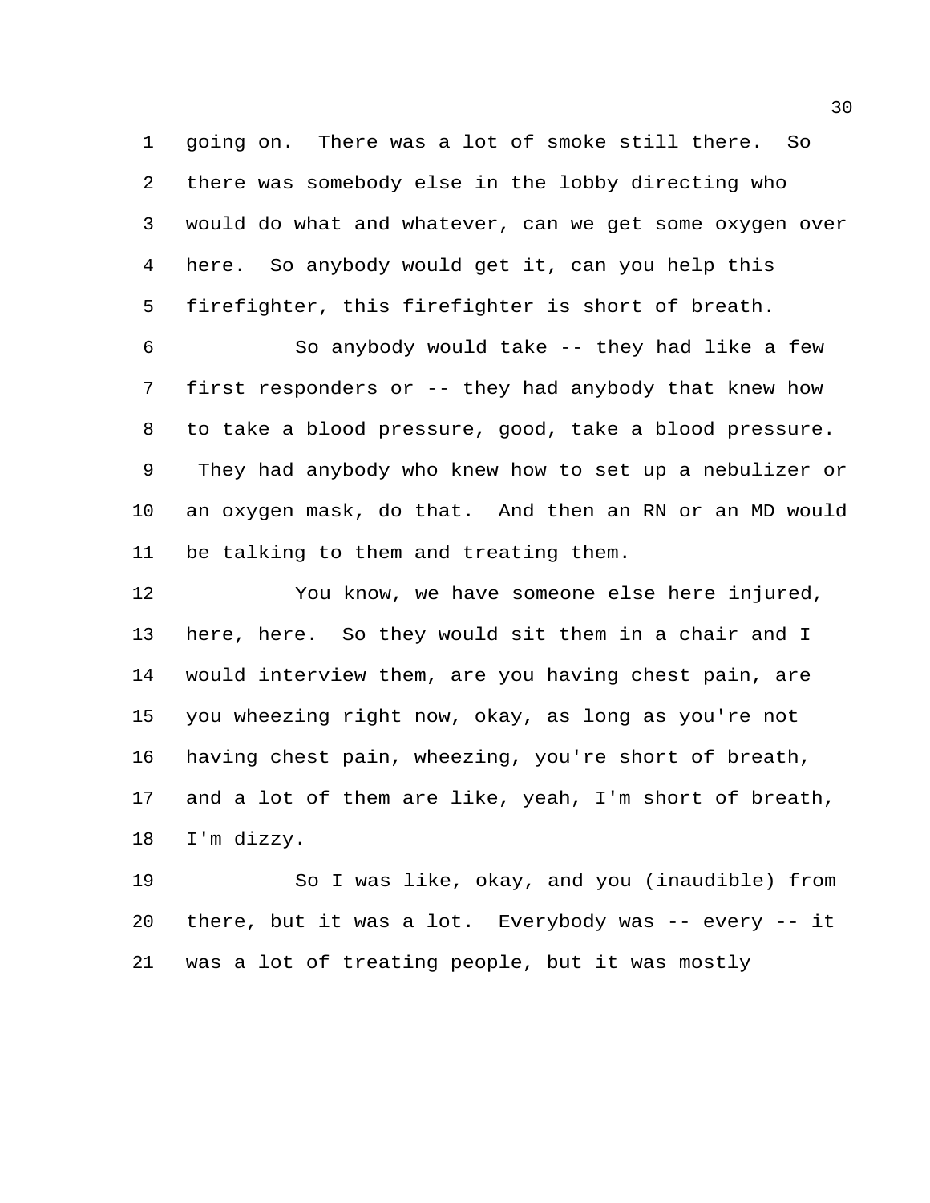going on. There was a lot of smoke still there. So there was somebody else in the lobby directing who would do what and whatever, can we get some oxygen over here. So anybody would get it, can you help this firefighter, this firefighter is short of breath.

So anybody would take -- they had like a few first responders or -- they had anybody that knew how to take a blood pressure, good, take a blood pressure. They had anybody who knew how to set up a nebulizer or an oxygen mask, do that. And then an RN or an MD would be talking to them and treating them.

You know, we have someone else here injured, here, here. So they would sit them in a chair and I would interview them, are you having chest pain, are you wheezing right now, okay, as long as you're not having chest pain, wheezing, you're short of breath, and a lot of them are like, yeah, I'm short of breath, I'm dizzy.

So I was like, okay, and you (inaudible) from there, but it was a lot. Everybody was -- every -- it was a lot of treating people, but it was mostly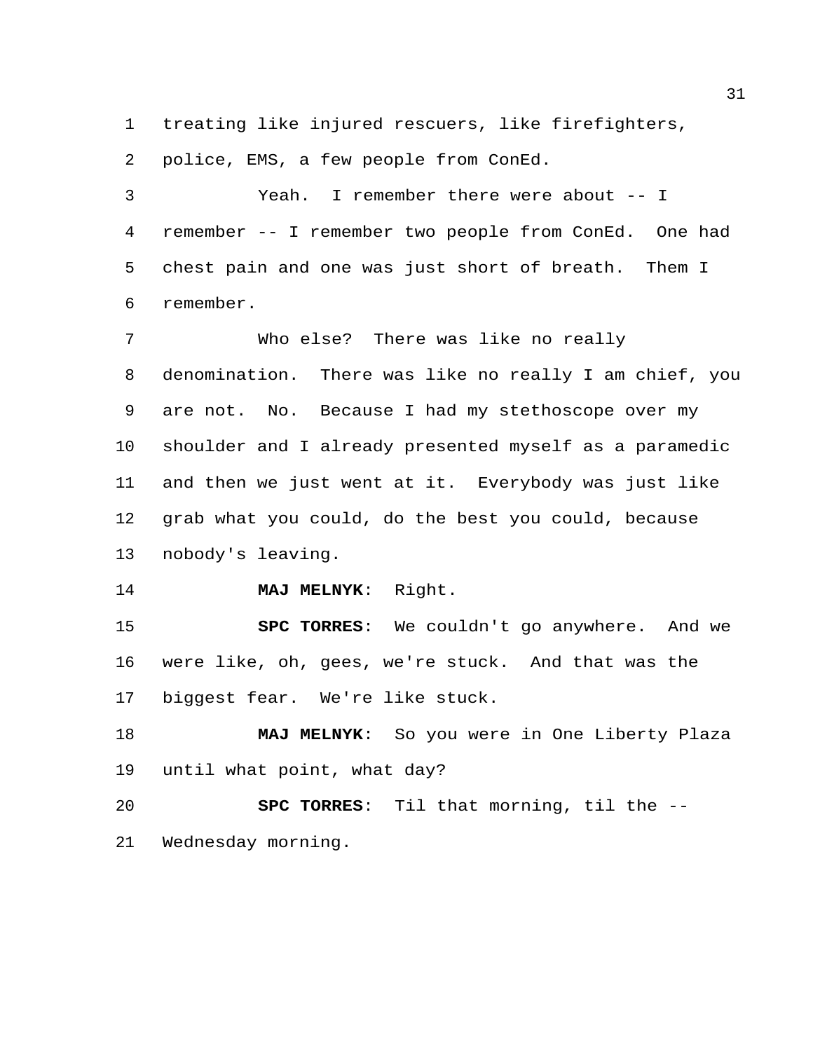treating like injured rescuers, like firefighters, police, EMS, a few people from ConEd.

Yeah. I remember there were about -- I remember -- I remember two people from ConEd. One had chest pain and one was just short of breath. Them I remember.

Who else? There was like no really denomination. There was like no really I am chief, you are not. No. Because I had my stethoscope over my shoulder and I already presented myself as a paramedic and then we just went at it. Everybody was just like grab what you could, do the best you could, because nobody's leaving.

**MAJ MELNYK**: Right.

**SPC TORRES**: We couldn't go anywhere. And we were like, oh, gees, we're stuck. And that was the biggest fear. We're like stuck.

**MAJ MELNYK**: So you were in One Liberty Plaza until what point, what day?

**SPC TORRES**: Til that morning, til the -- Wednesday morning.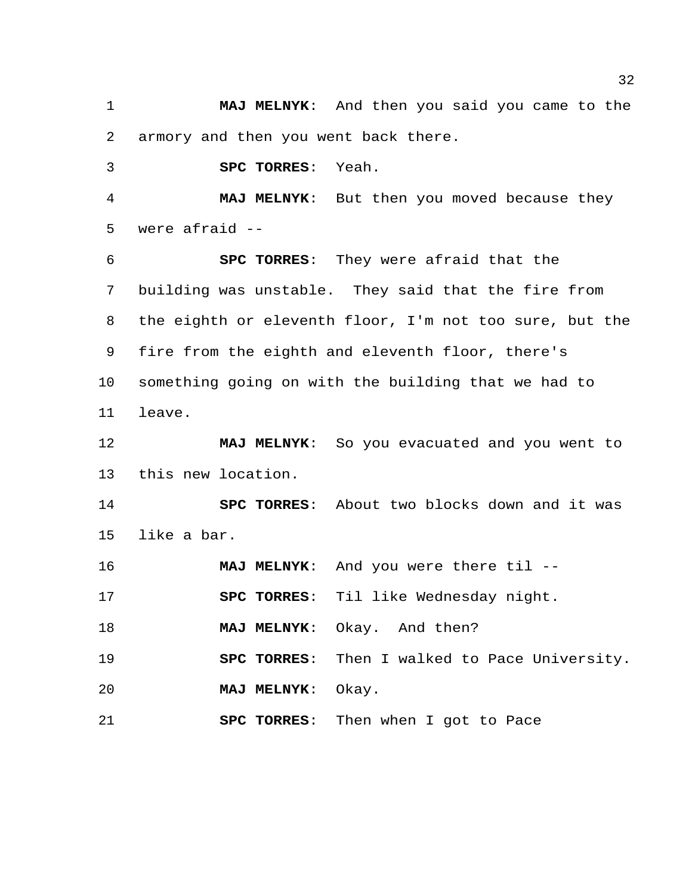**MAJ MELNYK**: And then you said you came to the armory and then you went back there.

**SPC TORRES**: Yeah.

**MAJ MELNYK**: But then you moved because they were afraid --

**SPC TORRES**: They were afraid that the building was unstable. They said that the fire from the eighth or eleventh floor, I'm not too sure, but the fire from the eighth and eleventh floor, there's something going on with the building that we had to leave.

**MAJ MELNYK**: So you evacuated and you went to this new location.

**SPC TORRES**: About two blocks down and it was like a bar.

**MAJ MELNYK**: And you were there til --

**SPC TORRES**: Til like Wednesday night.

**MAJ MELNYK**: Okay. And then?

**SPC TORRES**: Then I walked to Pace University.

**MAJ MELNYK**: Okay.

**SPC TORRES**: Then when I got to Pace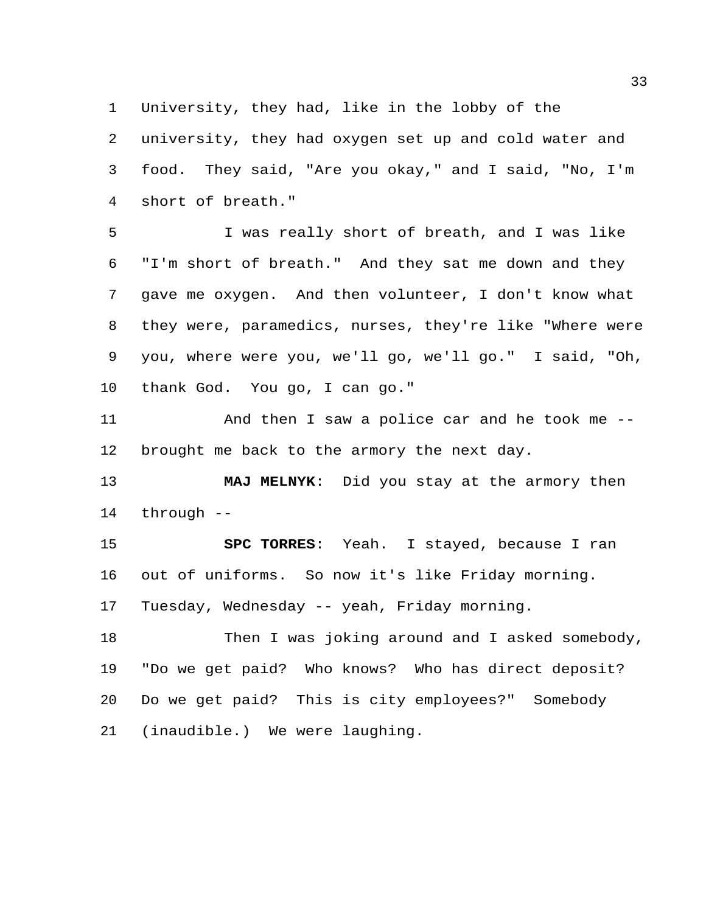University, they had, like in the lobby of the university, they had oxygen set up and cold water and food. They said, "Are you okay," and I said, "No, I'm short of breath."

I was really short of breath, and I was like "I'm short of breath." And they sat me down and they gave me oxygen. And then volunteer, I don't know what they were, paramedics, nurses, they're like "Where were you, where were you, we'll go, we'll go." I said, "Oh, thank God. You go, I can go."

And then I saw a police car and he took me -- brought me back to the armory the next day.

**MAJ MELNYK**: Did you stay at the armory then through --

**SPC TORRES**: Yeah. I stayed, because I ran out of uniforms. So now it's like Friday morning. Tuesday, Wednesday -- yeah, Friday morning.

Then I was joking around and I asked somebody, "Do we get paid? Who knows? Who has direct deposit? Do we get paid? This is city employees?" Somebody (inaudible.) We were laughing.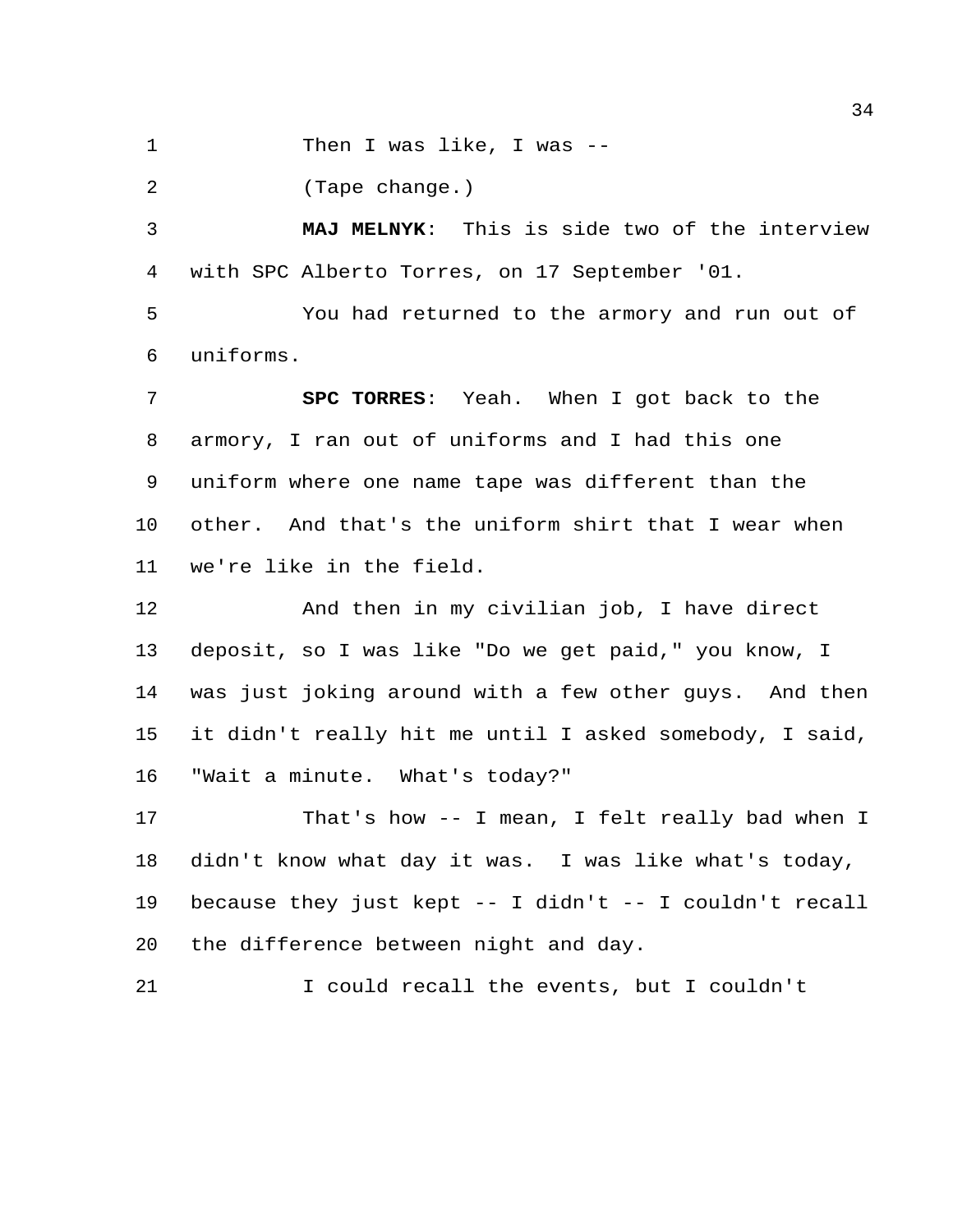Then I was like, I was --

(Tape change.)

**MAJ MELNYK**: This is side two of the interview with SPC Alberto Torres, on 17 September '01.

You had returned to the armory and run out of uniforms.

**SPC TORRES**: Yeah. When I got back to the armory, I ran out of uniforms and I had this one uniform where one name tape was different than the other. And that's the uniform shirt that I wear when we're like in the field.

And then in my civilian job, I have direct deposit, so I was like "Do we get paid," you know, I was just joking around with a few other guys. And then it didn't really hit me until I asked somebody, I said, "Wait a minute. What's today?"

That's how -- I mean, I felt really bad when I didn't know what day it was. I was like what's today, because they just kept -- I didn't -- I couldn't recall the difference between night and day.

I could recall the events, but I couldn't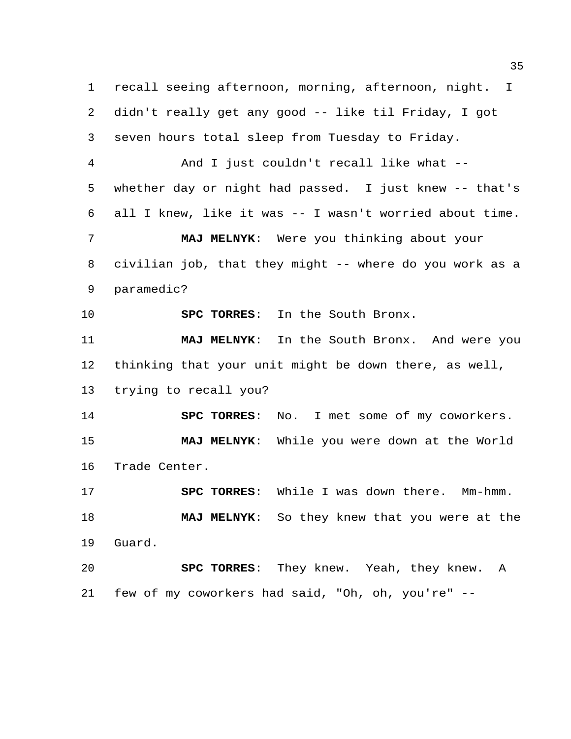recall seeing afternoon, morning, afternoon, night. I didn't really get any good -- like til Friday, I got seven hours total sleep from Tuesday to Friday.

And I just couldn't recall like what -- whether day or night had passed. I just knew -- that's all I knew, like it was -- I wasn't worried about time.

**MAJ MELNYK**: Were you thinking about your civilian job, that they might -- where do you work as a paramedic?

**SPC TORRES**: In the South Bronx.

**MAJ MELNYK**: In the South Bronx. And were you thinking that your unit might be down there, as well, trying to recall you?

**SPC TORRES**: No. I met some of my coworkers.

**MAJ MELNYK**: While you were down at the World Trade Center.

**SPC TORRES**: While I was down there. Mm-hmm.

**MAJ MELNYK**: So they knew that you were at the Guard.

**SPC TORRES**: They knew. Yeah, they knew. A few of my coworkers had said, "Oh, oh, you're" --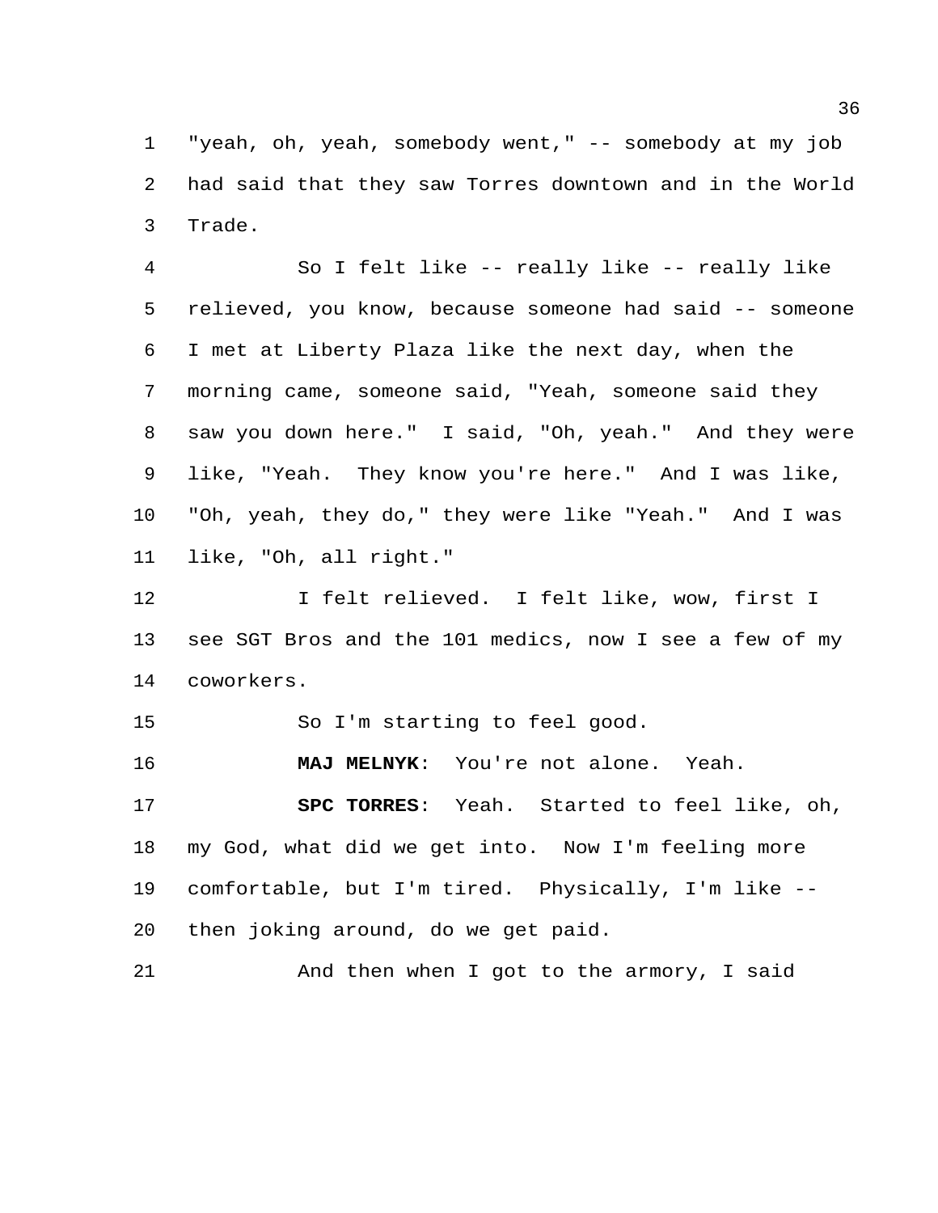"yeah, oh, yeah, somebody went," -- somebody at my job had said that they saw Torres downtown and in the World Trade.

So I felt like -- really like -- really like relieved, you know, because someone had said -- someone I met at Liberty Plaza like the next day, when the morning came, someone said, "Yeah, someone said they saw you down here." I said, "Oh, yeah." And they were like, "Yeah. They know you're here." And I was like, "Oh, yeah, they do," they were like "Yeah." And I was like, "Oh, all right."

I felt relieved. I felt like, wow, first I see SGT Bros and the 101 medics, now I see a few of my coworkers.

So I'm starting to feel good.

**MAJ MELNYK**: You're not alone. Yeah.

**SPC TORRES**: Yeah. Started to feel like, oh, my God, what did we get into. Now I'm feeling more comfortable, but I'm tired. Physically, I'm like -- then joking around, do we get paid.

And then when I got to the armory, I said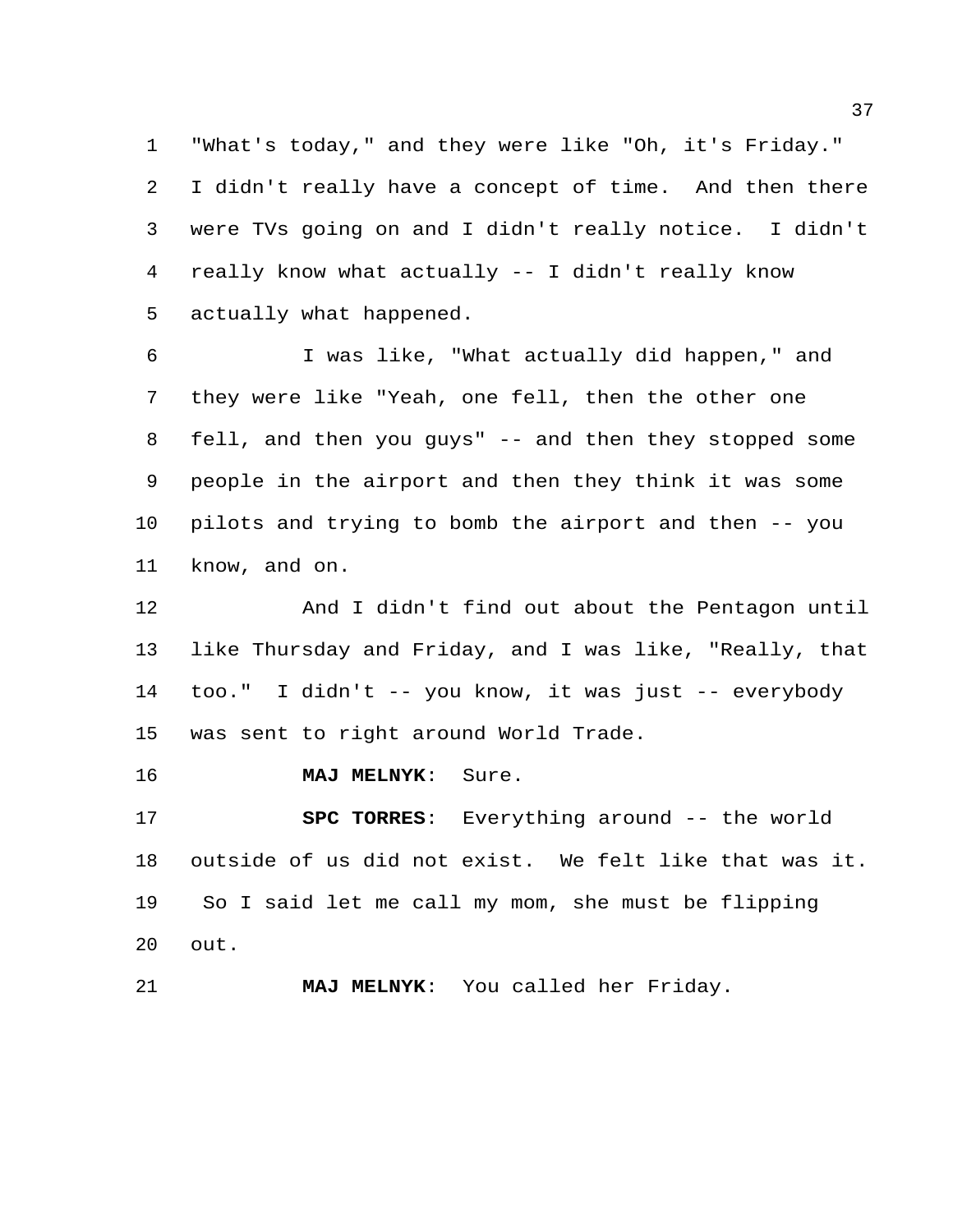"What's today," and they were like "Oh, it's Friday." I didn't really have a concept of time. And then there were TVs going on and I didn't really notice. I didn't really know what actually -- I didn't really know actually what happened.

I was like, "What actually did happen," and they were like "Yeah, one fell, then the other one fell, and then you guys" -- and then they stopped some people in the airport and then they think it was some pilots and trying to bomb the airport and then -- you know, and on.

And I didn't find out about the Pentagon until like Thursday and Friday, and I was like, "Really, that too." I didn't -- you know, it was just -- everybody was sent to right around World Trade.

**MAJ MELNYK**: Sure.

**SPC TORRES**: Everything around -- the world outside of us did not exist. We felt like that was it. So I said let me call my mom, she must be flipping out.

**MAJ MELNYK**: You called her Friday.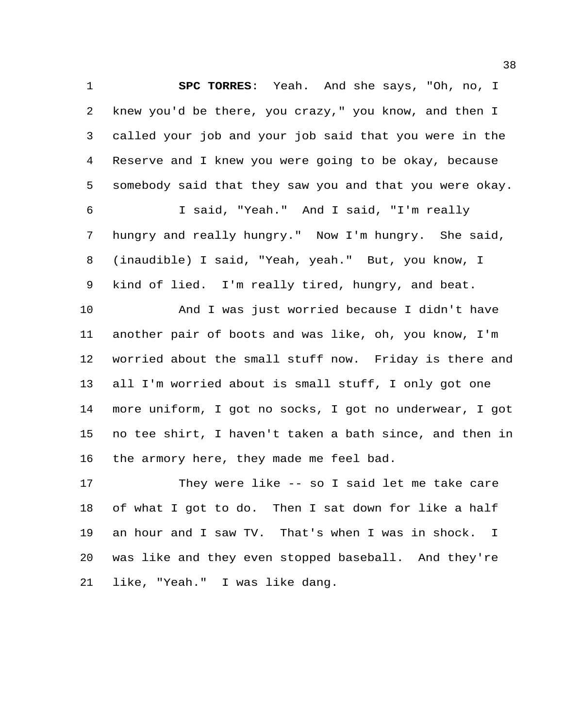**SPC TORRES**: Yeah. And she says, "Oh, no, I knew you'd be there, you crazy," you know, and then I called your job and your job said that you were in the Reserve and I knew you were going to be okay, because somebody said that they saw you and that you were okay.

I said, "Yeah." And I said, "I'm really hungry and really hungry." Now I'm hungry. She said, (inaudible) I said, "Yeah, yeah." But, you know, I kind of lied. I'm really tired, hungry, and beat.

And I was just worried because I didn't have another pair of boots and was like, oh, you know, I'm worried about the small stuff now. Friday is there and all I'm worried about is small stuff, I only got one more uniform, I got no socks, I got no underwear, I got no tee shirt, I haven't taken a bath since, and then in the armory here, they made me feel bad.

They were like -- so I said let me take care of what I got to do. Then I sat down for like a half an hour and I saw TV. That's when I was in shock. I was like and they even stopped baseball. And they're like, "Yeah." I was like dang.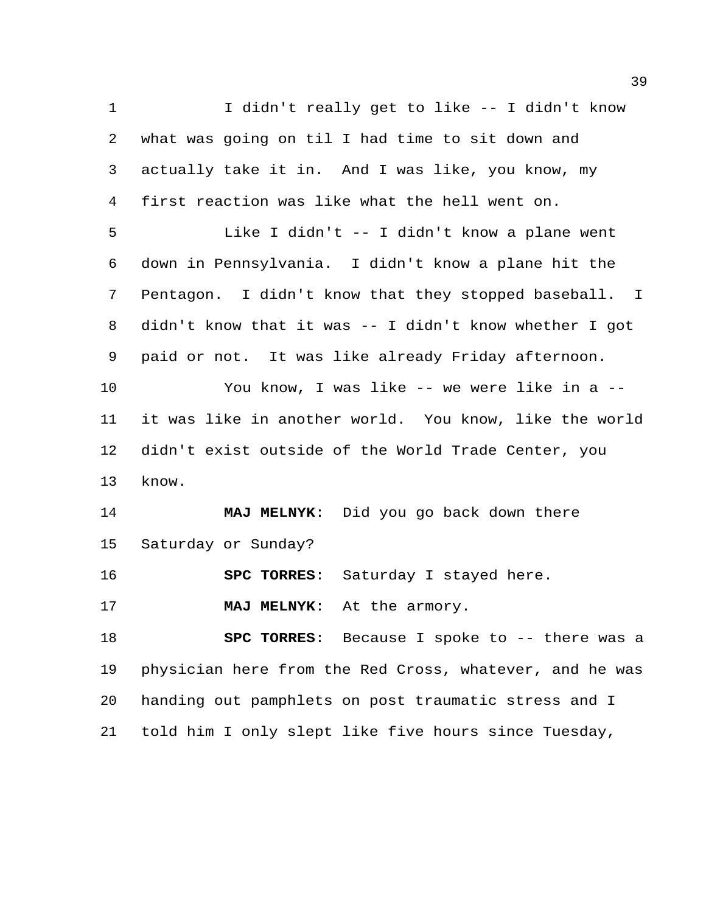I didn't really get to like -- I didn't know what was going on til I had time to sit down and actually take it in. And I was like, you know, my first reaction was like what the hell went on.

Like I didn't -- I didn't know a plane went down in Pennsylvania. I didn't know a plane hit the Pentagon. I didn't know that they stopped baseball. I didn't know that it was -- I didn't know whether I got paid or not. It was like already Friday afternoon.

You know, I was like -- we were like in a -- it was like in another world. You know, like the world didn't exist outside of the World Trade Center, you know.

**MAJ MELNYK**: Did you go back down there Saturday or Sunday?

**SPC TORRES**: Saturday I stayed here.

**MAJ MELNYK**: At the armory.

**SPC TORRES**: Because I spoke to -- there was a physician here from the Red Cross, whatever, and he was handing out pamphlets on post traumatic stress and I told him I only slept like five hours since Tuesday,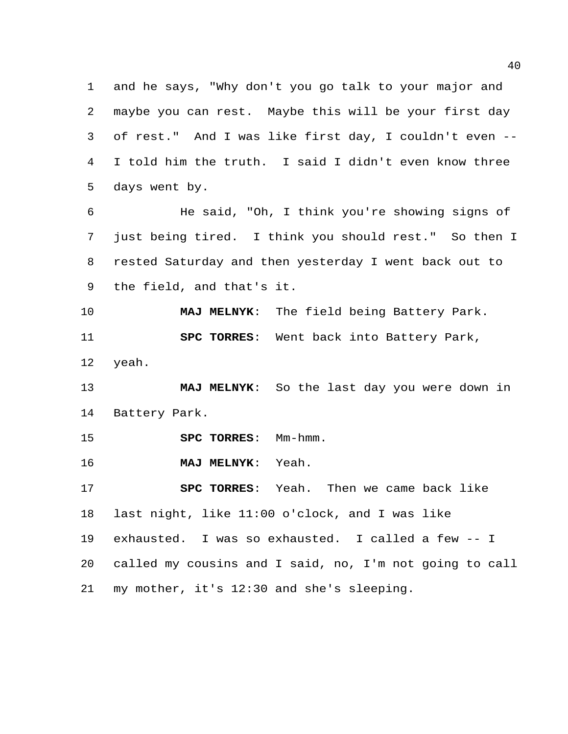and he says, "Why don't you go talk to your major and maybe you can rest. Maybe this will be your first day of rest." And I was like first day, I couldn't even -- I told him the truth. I said I didn't even know three days went by.

He said, "Oh, I think you're showing signs of just being tired. I think you should rest." So then I rested Saturday and then yesterday I went back out to the field, and that's it.

**MAJ MELNYK**: The field being Battery Park.

**SPC TORRES**: Went back into Battery Park, yeah.

**MAJ MELNYK**: So the last day you were down in Battery Park.

**SPC TORRES**: Mm-hmm.

**MAJ MELNYK**: Yeah.

**SPC TORRES**: Yeah. Then we came back like last night, like 11:00 o'clock, and I was like exhausted. I was so exhausted. I called a few -- I called my cousins and I said, no, I'm not going to call my mother, it's 12:30 and she's sleeping.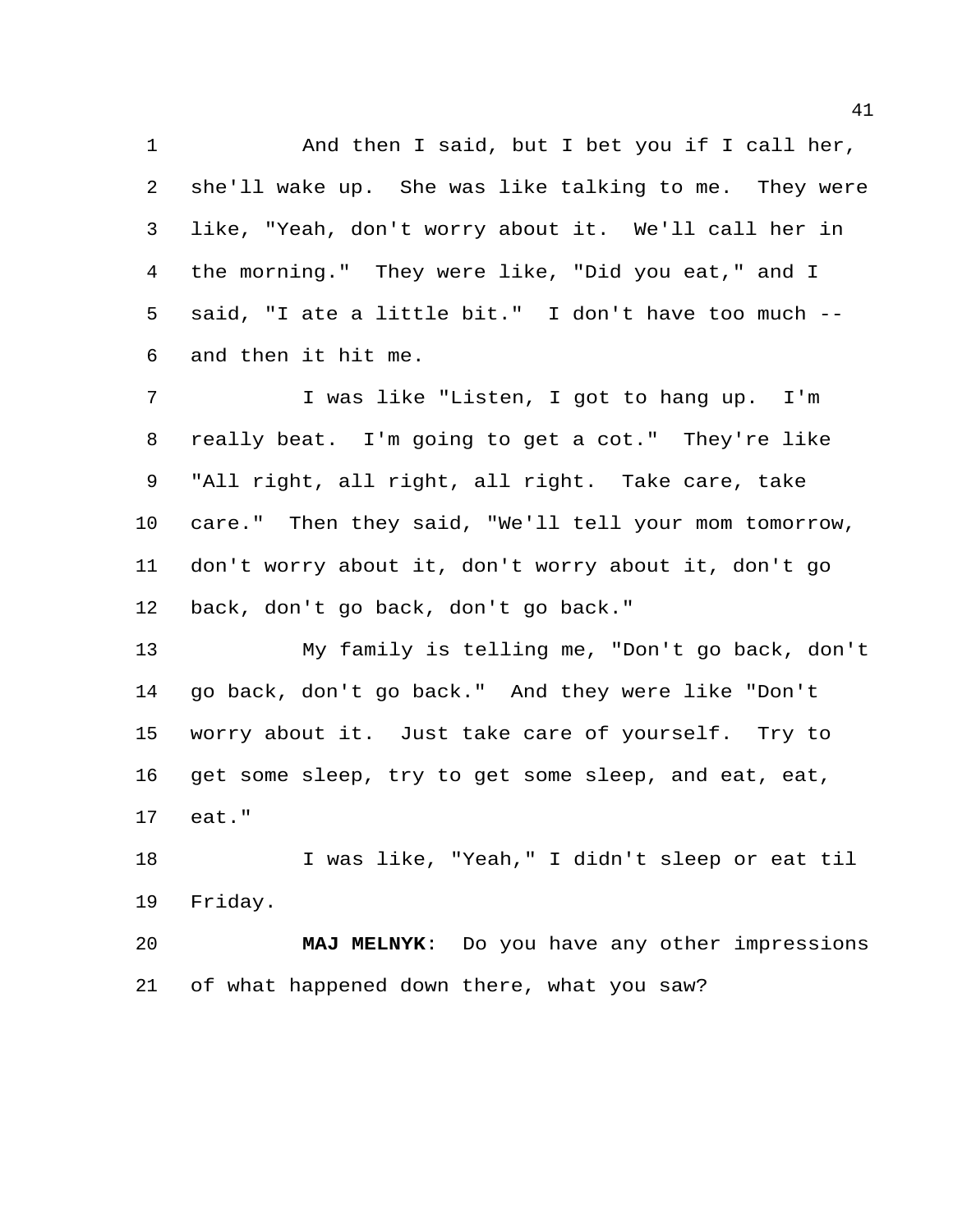And then I said, but I bet you if I call her, she'll wake up. She was like talking to me. They were like, "Yeah, don't worry about it. We'll call her in the morning." They were like, "Did you eat," and I said, "I ate a little bit." I don't have too much -- and then it hit me.

I was like "Listen, I got to hang up. I'm really beat. I'm going to get a cot." They're like "All right, all right, all right. Take care, take care." Then they said, "We'll tell your mom tomorrow, don't worry about it, don't worry about it, don't go back, don't go back, don't go back."

My family is telling me, "Don't go back, don't go back, don't go back." And they were like "Don't worry about it. Just take care of yourself. Try to get some sleep, try to get some sleep, and eat, eat, eat."

I was like, "Yeah," I didn't sleep or eat til Friday.

**MAJ MELNYK**: Do you have any other impressions of what happened down there, what you saw?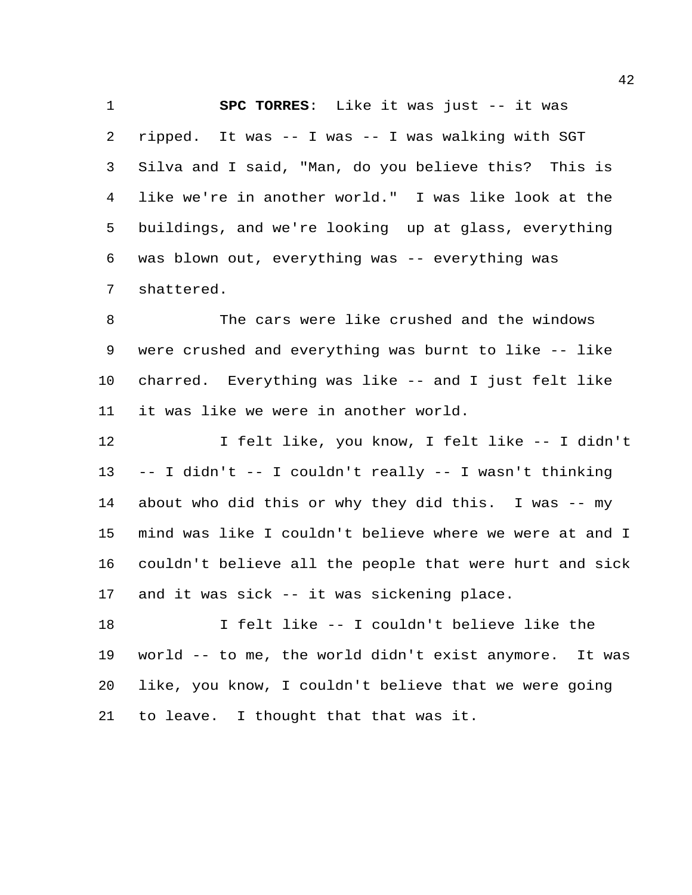**SPC TORRES**: Like it was just -- it was ripped. It was -- I was -- I was walking with SGT Silva and I said, "Man, do you believe this? This is like we're in another world." I was like look at the buildings, and we're looking up at glass, everything was blown out, everything was -- everything was shattered.

The cars were like crushed and the windows were crushed and everything was burnt to like -- like charred. Everything was like -- and I just felt like it was like we were in another world.

I felt like, you know, I felt like -- I didn't -- I didn't -- I couldn't really -- I wasn't thinking about who did this or why they did this. I was -- my mind was like I couldn't believe where we were at and I couldn't believe all the people that were hurt and sick and it was sick -- it was sickening place.

I felt like -- I couldn't believe like the world -- to me, the world didn't exist anymore. It was like, you know, I couldn't believe that we were going to leave. I thought that that was it.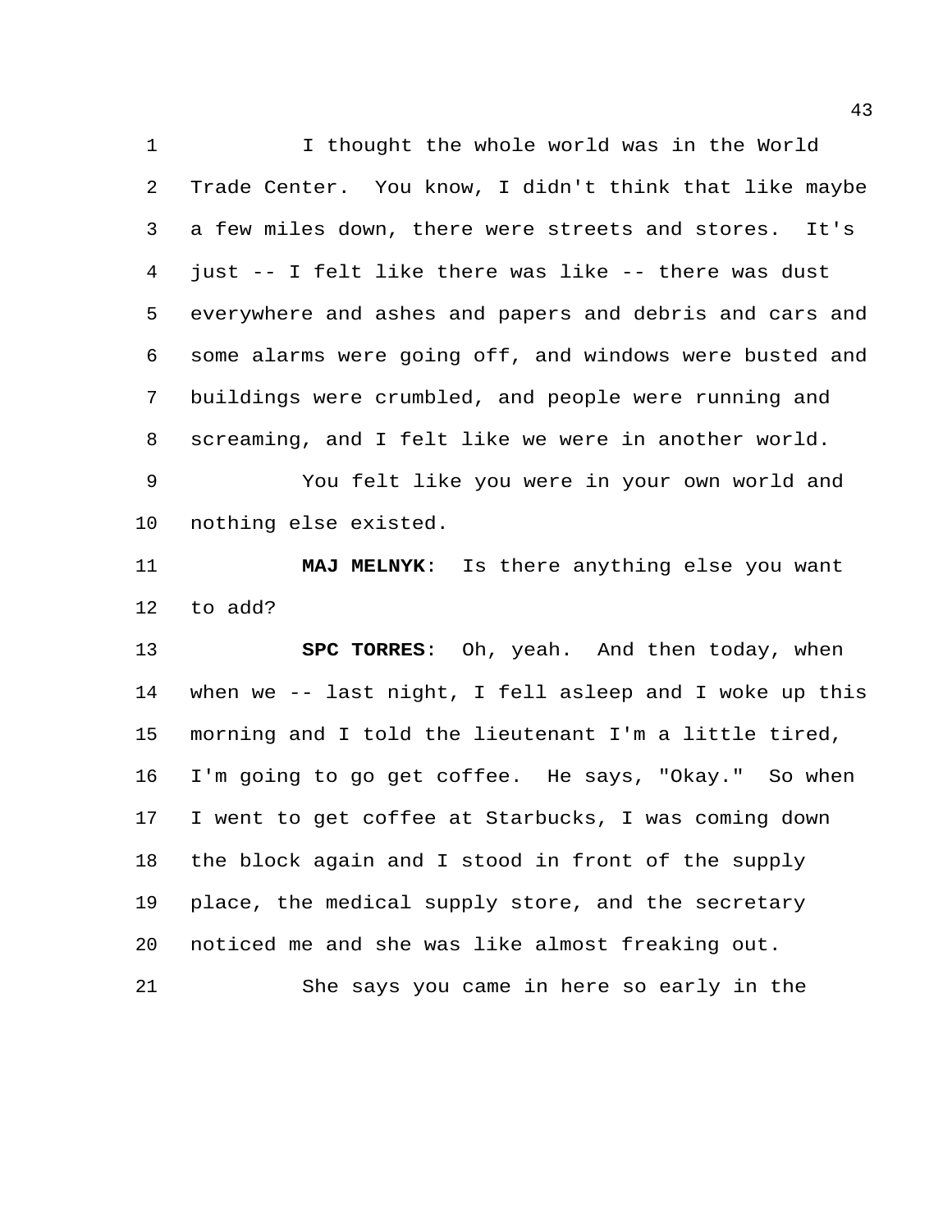I thought the whole world was in the World Trade Center. You know, I didn't think that like maybe a few miles down, there were streets and stores. It's just -- I felt like there was like -- there was dust everywhere and ashes and papers and debris and cars and some alarms were going off, and windows were busted and buildings were crumbled, and people were running and screaming, and I felt like we were in another world.

You felt like you were in your own world and nothing else existed.

**MAJ MELNYK**: Is there anything else you want to add?

**SPC TORRES**: Oh, yeah. And then today, when when we -- last night, I fell asleep and I woke up this morning and I told the lieutenant I'm a little tired, I'm going to go get coffee. He says, "Okay." So when I went to get coffee at Starbucks, I was coming down the block again and I stood in front of the supply place, the medical supply store, and the secretary noticed me and she was like almost freaking out.

She says you came in here so early in the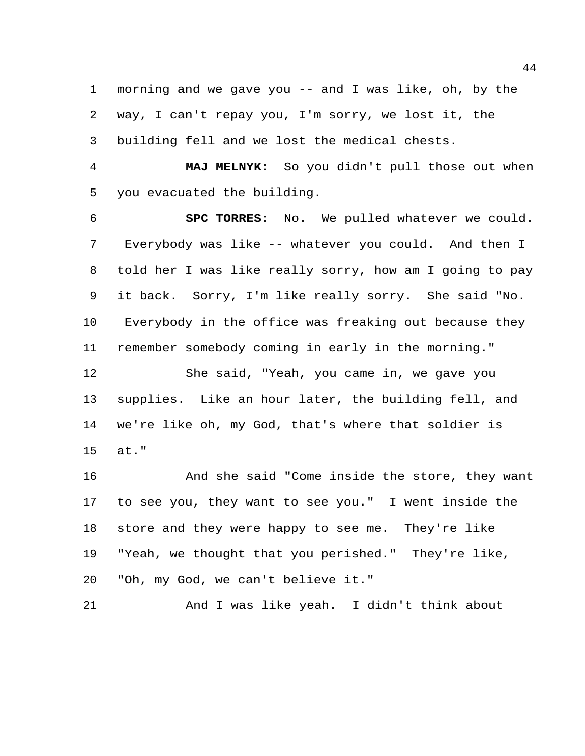morning and we gave you -- and I was like, oh, by the way, I can't repay you, I'm sorry, we lost it, the building fell and we lost the medical chests.

**MAJ MELNYK**: So you didn't pull those out when you evacuated the building.

**SPC TORRES**: No. We pulled whatever we could. Everybody was like -- whatever you could. And then I told her I was like really sorry, how am I going to pay it back. Sorry, I'm like really sorry. She said "No. Everybody in the office was freaking out because they remember somebody coming in early in the morning."

She said, "Yeah, you came in, we gave you supplies. Like an hour later, the building fell, and we're like oh, my God, that's where that soldier is at."

And she said "Come inside the store, they want to see you, they want to see you." I went inside the store and they were happy to see me. They're like "Yeah, we thought that you perished." They're like, "Oh, my God, we can't believe it."

And I was like yeah. I didn't think about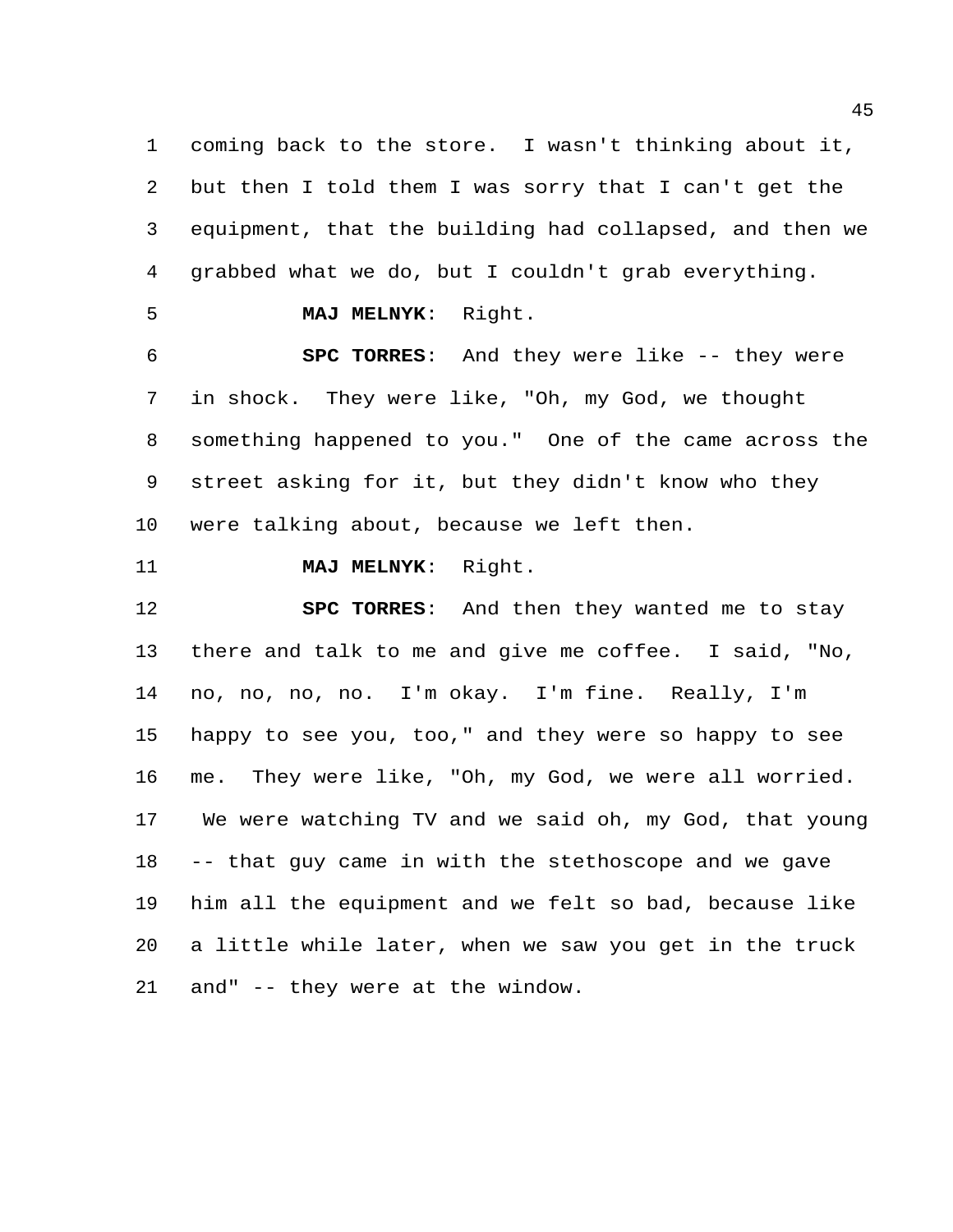coming back to the store. I wasn't thinking about it, but then I told them I was sorry that I can't get the equipment, that the building had collapsed, and then we grabbed what we do, but I couldn't grab everything.

**MAJ MELNYK**: Right.

**SPC TORRES**: And they were like -- they were in shock. They were like, "Oh, my God, we thought something happened to you." One of the came across the street asking for it, but they didn't know who they were talking about, because we left then.

**MAJ MELNYK**: Right.

**SPC TORRES**: And then they wanted me to stay there and talk to me and give me coffee. I said, "No, no, no, no, no. I'm okay. I'm fine. Really, I'm happy to see you, too," and they were so happy to see me. They were like, "Oh, my God, we were all worried. We were watching TV and we said oh, my God, that young -- that guy came in with the stethoscope and we gave him all the equipment and we felt so bad, because like a little while later, when we saw you get in the truck and" -- they were at the window.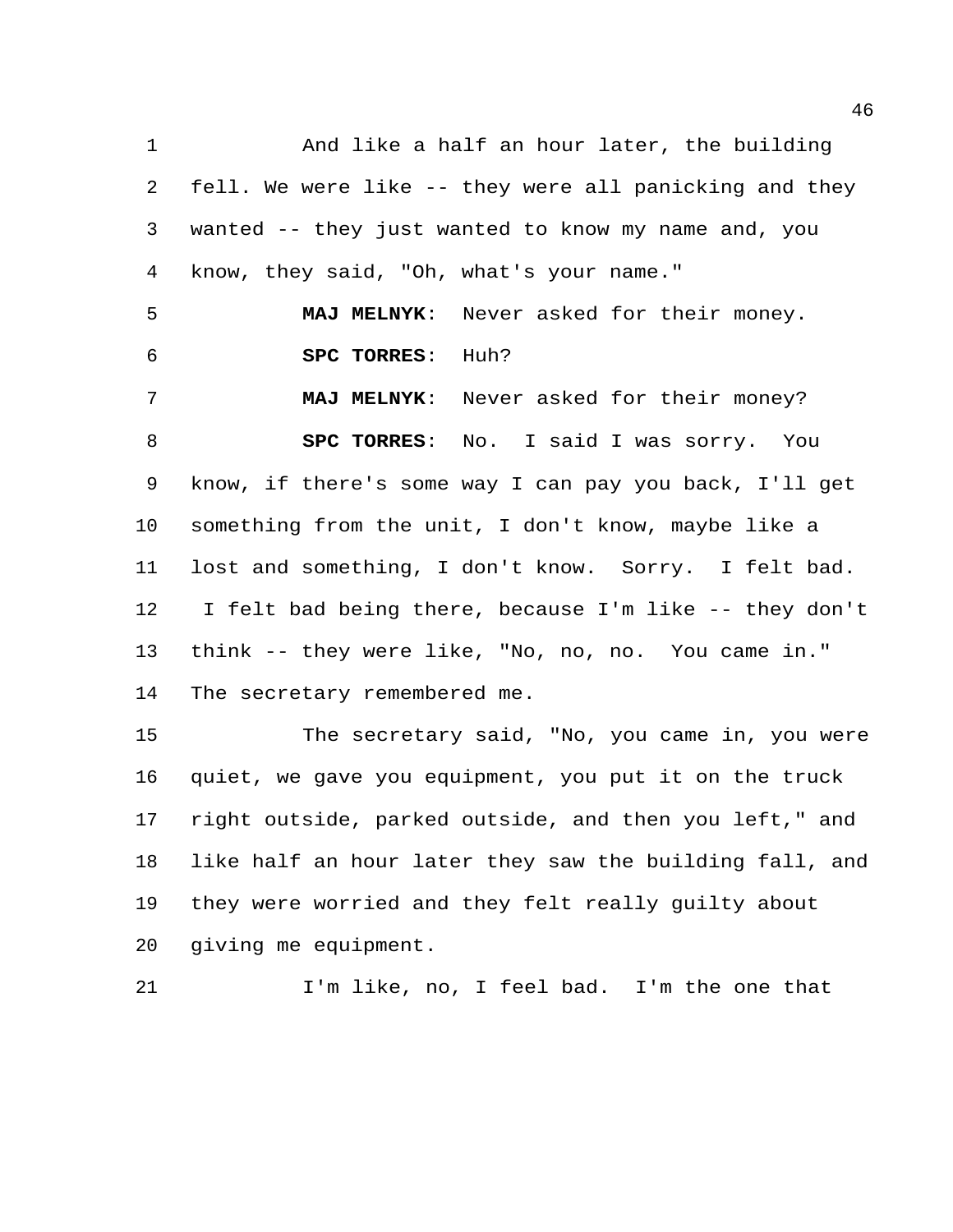And like a half an hour later, the building fell. We were like -- they were all panicking and they wanted -- they just wanted to know my name and, you know, they said, "Oh, what's your name."

**MAJ MELNYK**: Never asked for their money.

**SPC TORRES**: Huh?

**MAJ MELNYK**: Never asked for their money?

**SPC TORRES**: No. I said I was sorry. You know, if there's some way I can pay you back, I'll get something from the unit, I don't know, maybe like a lost and something, I don't know. Sorry. I felt bad. I felt bad being there, because I'm like -- they don't think -- they were like, "No, no, no. You came in." The secretary remembered me.

The secretary said, "No, you came in, you were quiet, we gave you equipment, you put it on the truck right outside, parked outside, and then you left," and like half an hour later they saw the building fall, and they were worried and they felt really guilty about giving me equipment.

I'm like, no, I feel bad. I'm the one that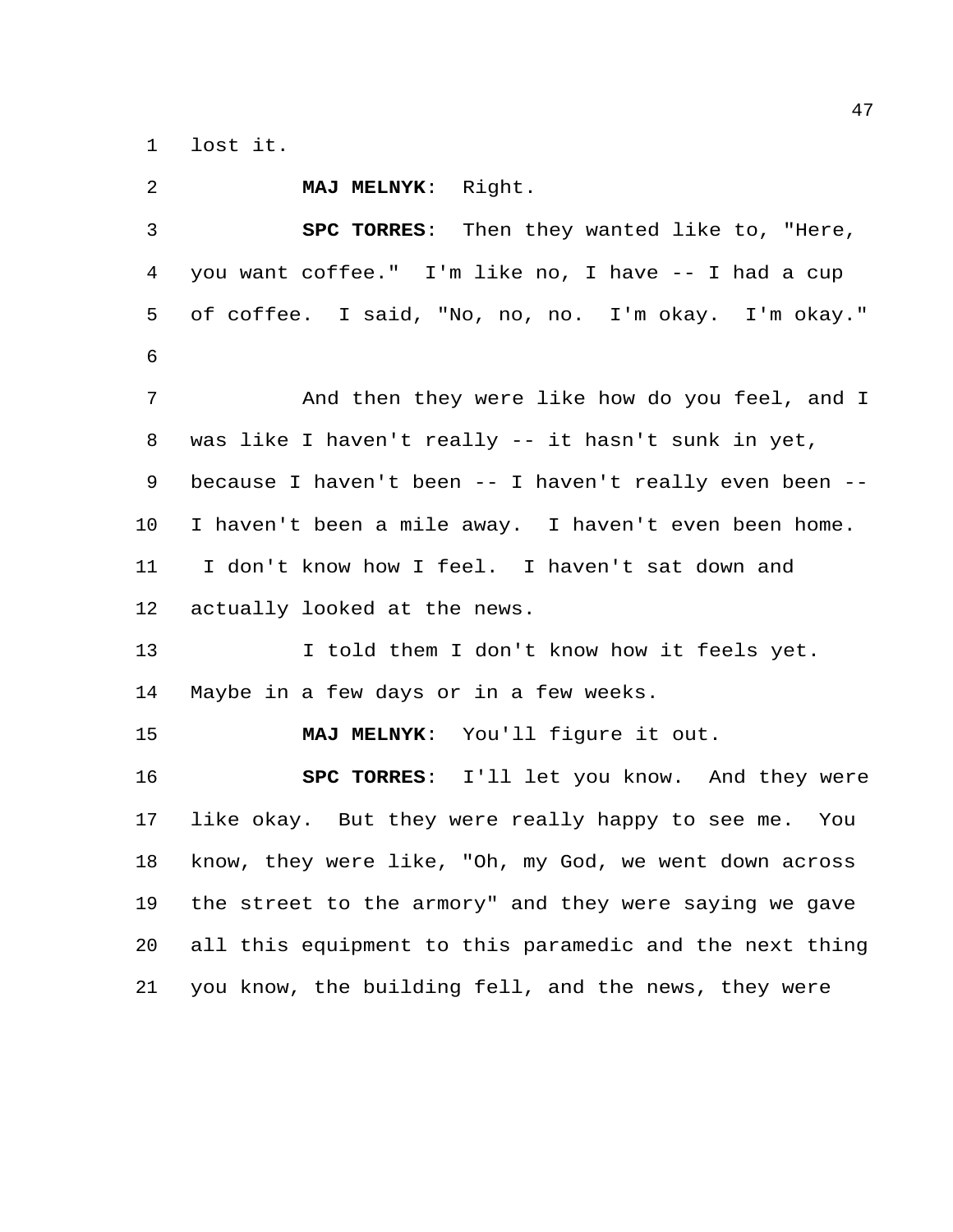lost it.

**MAJ MELNYK**: Right.

**SPC TORRES**: Then they wanted like to, "Here, you want coffee." I'm like no, I have -- I had a cup of coffee. I said, "No, no, no. I'm okay. I'm okay."

And then they were like how do you feel, and I was like I haven't really -- it hasn't sunk in yet, because I haven't been -- I haven't really even been -- I haven't been a mile away. I haven't even been home. I don't know how I feel. I haven't sat down and actually looked at the news.

I told them I don't know how it feels yet. Maybe in a few days or in a few weeks.

**MAJ MELNYK**: You'll figure it out.

**SPC TORRES**: I'll let you know. And they were like okay. But they were really happy to see me. You know, they were like, "Oh, my God, we went down across the street to the armory" and they were saying we gave all this equipment to this paramedic and the next thing you know, the building fell, and the news, they were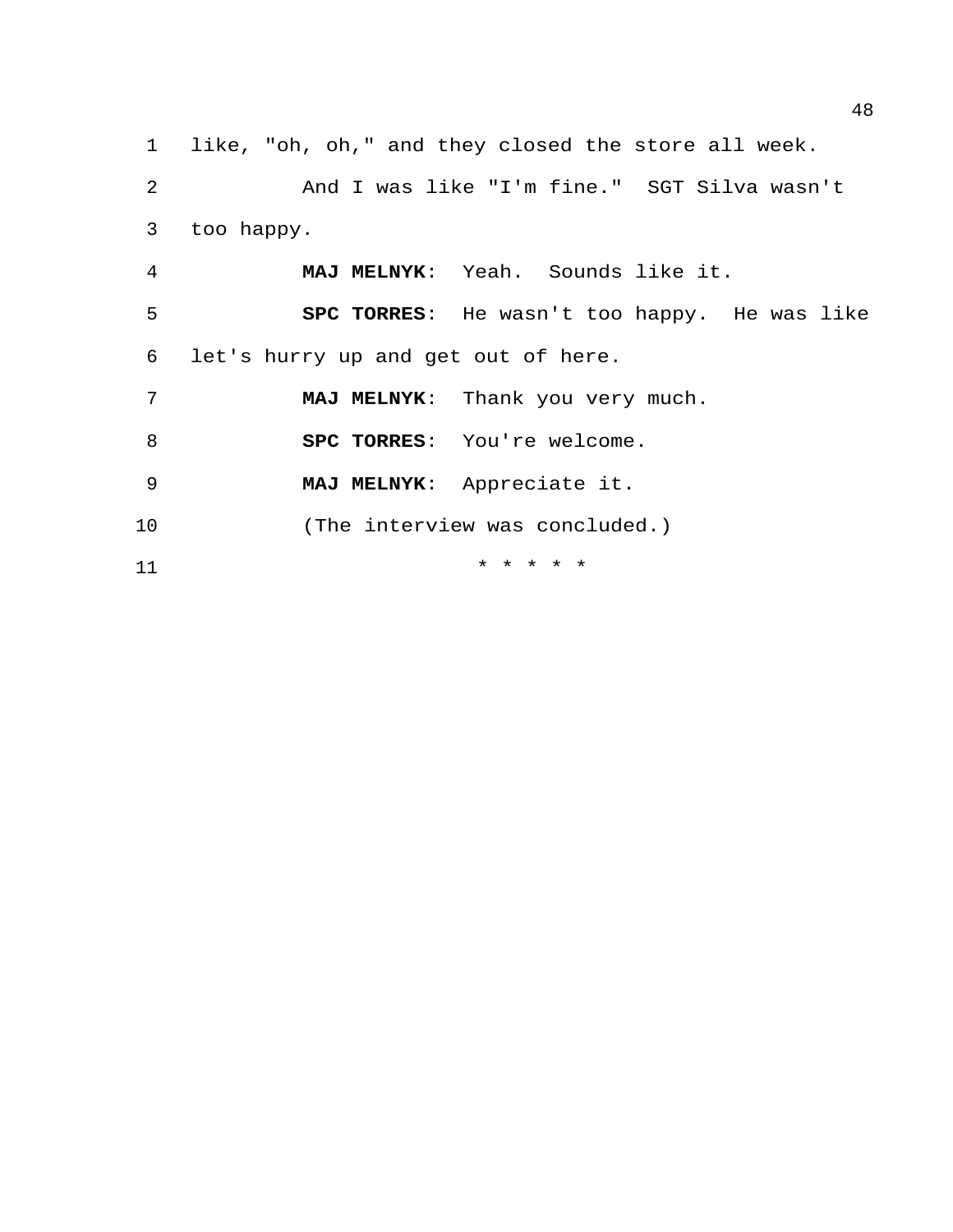like, "oh, oh," and they closed the store all week.

And I was like "I'm fine." SGT Silva wasn't too happy.

**MAJ MELNYK**: Yeah. Sounds like it.

**SPC TORRES**: He wasn't too happy. He was like let's hurry up and get out of here.

**MAJ MELNYK**: Thank you very much.

**SPC TORRES**: You're welcome.

**MAJ MELNYK**: Appreciate it.

(The interview was concluded.)

* * * * *